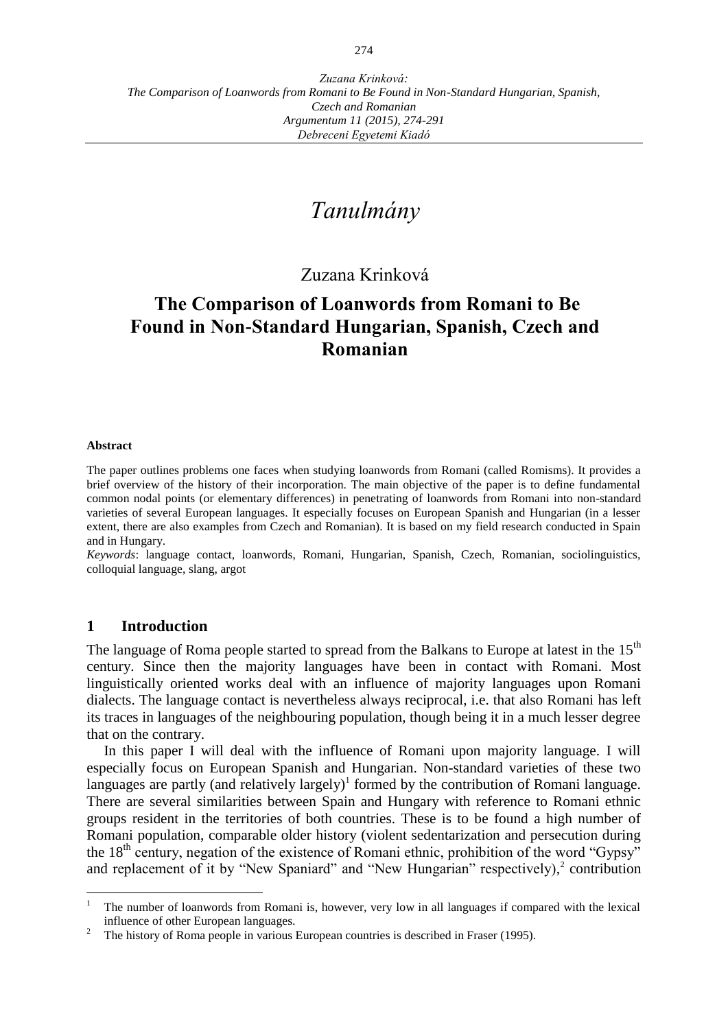*Tanulmány*

Zuzana Krinková

# The Comparison of Loanwords from Romani to Be Found in Non-Standard Hungarian, Spanish, Czech and Romanian

**Abstract**

The paper outlines problems one faces when studying loanwords from Romani (called Romisms). It provides a brief overview of the history of their incorporation. The main objective of the paper is to define fundamental common nodal points (or elementary differences) in penetrating of loanwords from Romani into non-standard varieties of several European languages. It especially focuses on European Spanish and Hungarian (in a lesser extent, there are also examples from Czech and Romanian). It is based on my field research conducted in Spain and in Hungary.

*Keywords*: language contact, loanwords, Romani, Hungarian, Spanish, Czech, Romanian, sociolinguistics, colloquial language, slang, argot

## 1 Introduction

The language of Roma people started to spread from the Balkans to Europe at latest in the 15th century. Since then the majority languages have been in contact with Romani. Most linguistically oriented works deal with an influence of majority languages upon Romani dialects. The language contact is nevertheless always reciprocal, i.e. that also Romani has left its traces in languages of the neighbouring population, though being it in a much lesser degree that on the contrary.

In this paper I will deal with the influence of Romani upon majority language. I will especially focus on European Spanish and Hungarian. Non-standard varieties of these two languages are partly (and relatively largely)[1] formed by the contribution of Romani language. There are several similarities between Spain and Hungary with reference to Romani ethnic groups resident in the territories of both countries. These is to be found a high number of Romani population, comparable older history (violent sedentarization and persecution during the 18th century, negation of the existence of Romani ethnic, prohibition of the word "Gypsy" and replacement of it by "New Spaniard" and "New Hungarian" respectively),[2] contribution

---

[1] The number of loanwords from Romani is, however, very low in all languages if compared with the lexical influence of other European languages.

[2] The history of Roma people in various European countries is described in Fraser (1995).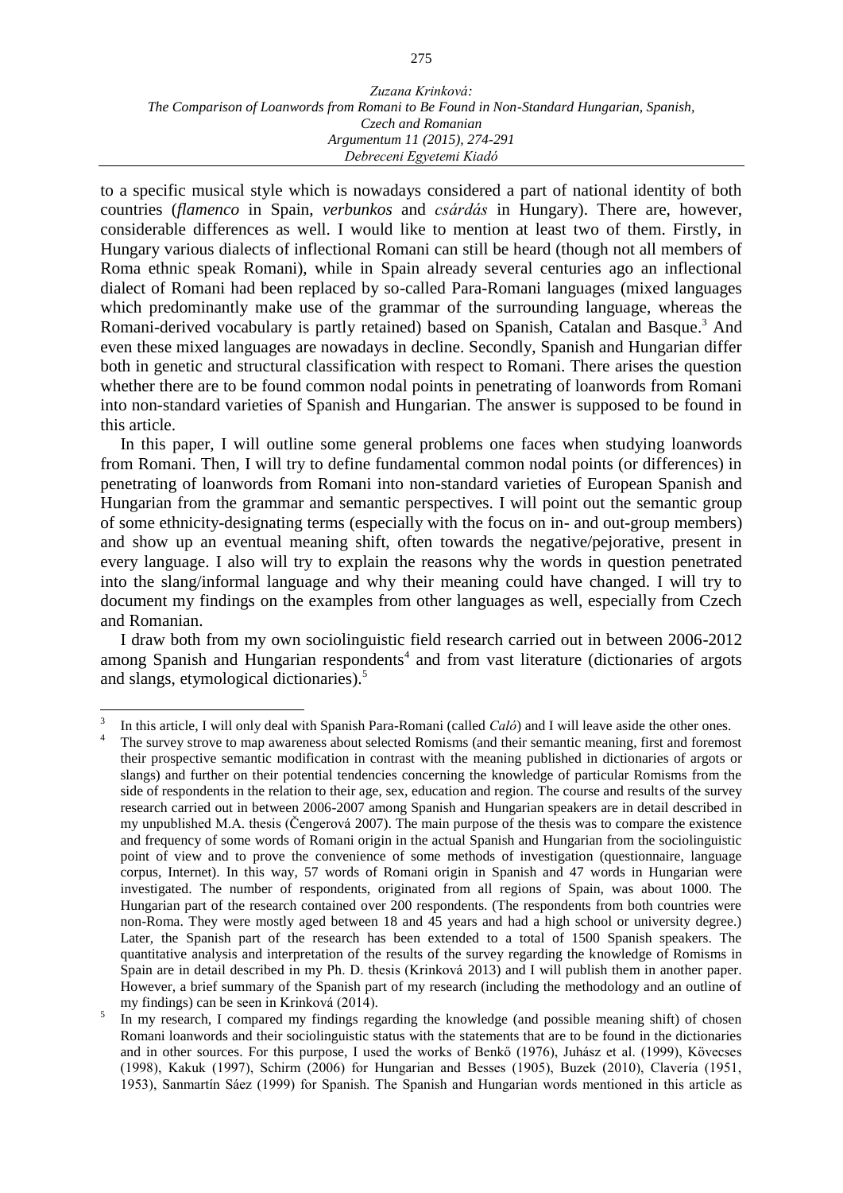to a specific musical style which is nowadays considered a part of national identity of both countries (*flamenco* in Spain, *verbunkos* and *csárdás* in Hungary). There are, however, considerable differences as well. I would like to mention at least two of them. Firstly, in Hungary various dialects of inflectional Romani can still be heard (though not all members of Roma ethnic speak Romani), while in Spain already several centuries ago an inflectional dialect of Romani had been replaced by so-called Para-Romani languages (mixed languages which predominantly make use of the grammar of the surrounding language, whereas the Romani-derived vocabulary is partly retained) based on Spanish, Catalan and Basque.[3] And even these mixed languages are nowadays in decline. Secondly, Spanish and Hungarian differ both in genetic and structural classification with respect to Romani. There arises the question whether there are to be found common nodal points in penetrating of loanwords from Romani into non-standard varieties of Spanish and Hungarian. The answer is supposed to be found in this article.

In this paper, I will outline some general problems one faces when studying loanwords from Romani. Then, I will try to define fundamental common nodal points (or differences) in penetrating of loanwords from Romani into non-standard varieties of European Spanish and Hungarian from the grammar and semantic perspectives. I will point out the semantic group of some ethnicity-designating terms (especially with the focus on in- and out-group members) and show up an eventual meaning shift, often towards the negative/pejorative, present in every language. I also will try to explain the reasons why the words in question penetrated into the slang/informal language and why their meaning could have changed. I will try to document my findings on the examples from other languages as well, especially from Czech and Romanian.

I draw both from my own sociolinguistic field research carried out in between 2006-2012 among Spanish and Hungarian respondents[4] and from vast literature (dictionaries of argots and slangs, etymological dictionaries).[5]

[3] In this article, I will only deal with Spanish Para-Romani (called *Caló*) and I will leave aside the other ones.

[4] The survey strove to map awareness about selected Romisms (and their semantic meaning, first and foremost their prospective semantic modification in contrast with the meaning published in dictionaries of argots or slangs) and further on their potential tendencies concerning the knowledge of particular Romisms from the side of respondents in the relation to their age, sex, education and region. The course and results of the survey research carried out in between 2006-2007 among Spanish and Hungarian speakers are in detail described in my unpublished M.A. thesis (Čengerová 2007). The main purpose of the thesis was to compare the existence and frequency of some words of Romani origin in the actual Spanish and Hungarian from the sociolinguistic point of view and to prove the convenience of some methods of investigation (questionnaire, language corpus, Internet). In this way, 57 words of Romani origin in Spanish and 47 words in Hungarian were investigated. The number of respondents, originated from all regions of Spain, was about 1000. The Hungarian part of the research contained over 200 respondents. (The respondents from both countries were non-Roma. They were mostly aged between 18 and 45 years and had a high school or university degree.) Later, the Spanish part of the research has been extended to a total of 1500 Spanish speakers. The quantitative analysis and interpretation of the results of the survey regarding the knowledge of Romisms in Spain are in detail described in my Ph. D. thesis (Krinková 2013) and I will publish them in another paper. However, a brief summary of the Spanish part of my research (including the methodology and an outline of my findings) can be seen in Krinková (2014).

[5] In my research, I compared my findings regarding the knowledge (and possible meaning shift) of chosen Romani loanwords and their sociolinguistic status with the statements that are to be found in the dictionaries and in other sources. For this purpose, I used the works of Benkő (1976), Juhász et al. (1999), Kövecses (1998), Kakuk (1997), Schirm (2006) for Hungarian and Besses (1905), Buzek (2010), Clavería (1951, 1953), Sanmartín Sáez (1999) for Spanish. The Spanish and Hungarian words mentioned in this article as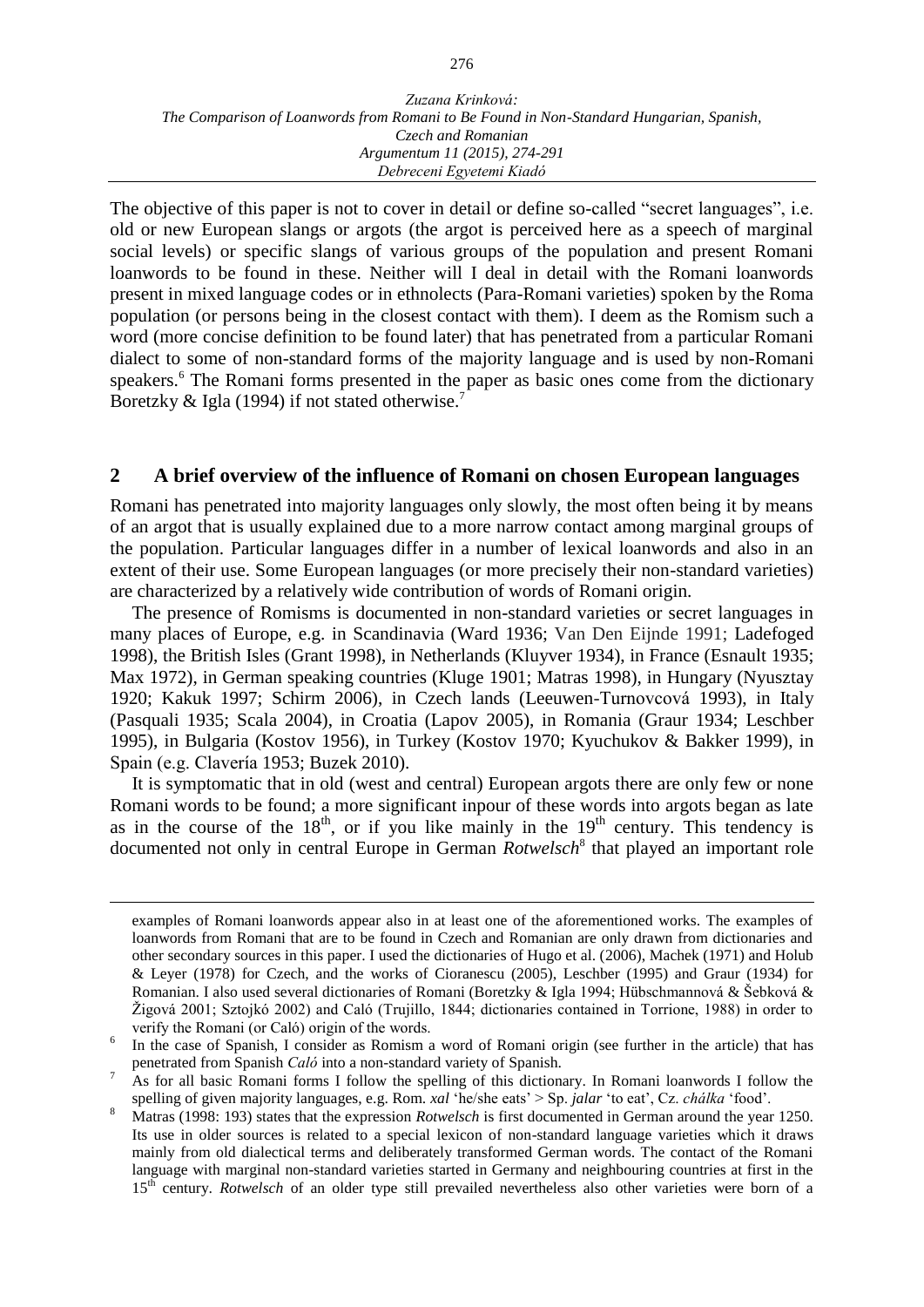The objective of this paper is not to cover in detail or define so-called "secret languages", i.e. old or new European slangs or argots (the argot is perceived here as a speech of marginal social levels) or specific slangs of various groups of the population and present Romani loanwords to be found in these. Neither will I deal in detail with the Romani loanwords present in mixed language codes or in ethnolects (Para-Romani varieties) spoken by the Roma population (or persons being in the closest contact with them). I deem as the Romism such a word (more concise definition to be found later) that has penetrated from a particular Romani dialect to some of non-standard forms of the majority language and is used by non-Romani speakers.[6] The Romani forms presented in the paper as basic ones come from the dictionary Boretzky & Igla (1994) if not stated otherwise.[7]

## 2 A brief overview of the influence of Romani on chosen European languages

Romani has penetrated into majority languages only slowly, the most often being it by means of an argot that is usually explained due to a more narrow contact among marginal groups of the population. Particular languages differ in a number of lexical loanwords and also in an extent of their use. Some European languages (or more precisely their non-standard varieties) are characterized by a relatively wide contribution of words of Romani origin.

The presence of Romisms is documented in non-standard varieties or secret languages in many places of Europe, e.g. in Scandinavia (Ward 1936; Van Den Eijnde 1991; Ladefoged 1998), the British Isles (Grant 1998), in Netherlands (Kluyver 1934), in France (Esnault 1935; Max 1972), in German speaking countries (Kluge 1901; Matras 1998), in Hungary (Nyusztay 1920; Kakuk 1997; Schirm 2006), in Czech lands (Leeuwen-Turnovcová 1993), in Italy (Pasquali 1935; Scala 2004), in Croatia (Lapov 2005), in Romania (Graur 1934; Leschber 1995), in Bulgaria (Kostov 1956), in Turkey (Kostov 1970; Kyuchukov & Bakker 1999), in Spain (e.g. Clavería 1953; Buzek 2010).

It is symptomatic that in old (west and central) European argots there are only few or none Romani words to be found; a more significant inpour of these words into argots began as late as in the course of the 18[th], or if you like mainly in the 19[th] century. This tendency is documented not only in central Europe in German *Rotwelsch*[8] that played an important role

---

examples of Romani loanwords appear also in at least one of the aforementioned works. The examples of loanwords from Romani that are to be found in Czech and Romanian are only drawn from dictionaries and other secondary sources in this paper. I used the dictionaries of Hugo et al. (2006), Machek (1971) and Holub & Leyer (1978) for Czech, and the works of Cioranescu (2005), Leschber (1995) and Graur (1934) for Romanian. I also used several dictionaries of Romani (Boretzky & Igla 1994; Hübschmannová & Šebková & Žigová 2001; Sztojkó 2002) and Caló (Trujillo, 1844; dictionaries contained in Torrione, 1988) in order to verify the Romani (or Caló) origin of the words.

[6] In the case of Spanish, I consider as Romism a word of Romani origin (see further in the article) that has penetrated from Spanish *Caló* into a non-standard variety of Spanish.

[7] As for all basic Romani forms I follow the spelling of this dictionary. In Romani loanwords I follow the spelling of given majority languages, e.g. Rom. *xal* 'he/she eats' > Sp. *jalar* 'to eat', Cz. *chálka* 'food'.

[8] Matras (1998: 193) states that the expression *Rotwelsch* is first documented in German around the year 1250. Its use in older sources is related to a special lexicon of non-standard language varieties which it draws mainly from old dialectical terms and deliberately transformed German words. The contact of the Romani language with marginal non-standard varieties started in Germany and neighbouring countries at first in the 15[th] century. *Rotwelsch* of an older type still prevailed nevertheless also other varieties were born of a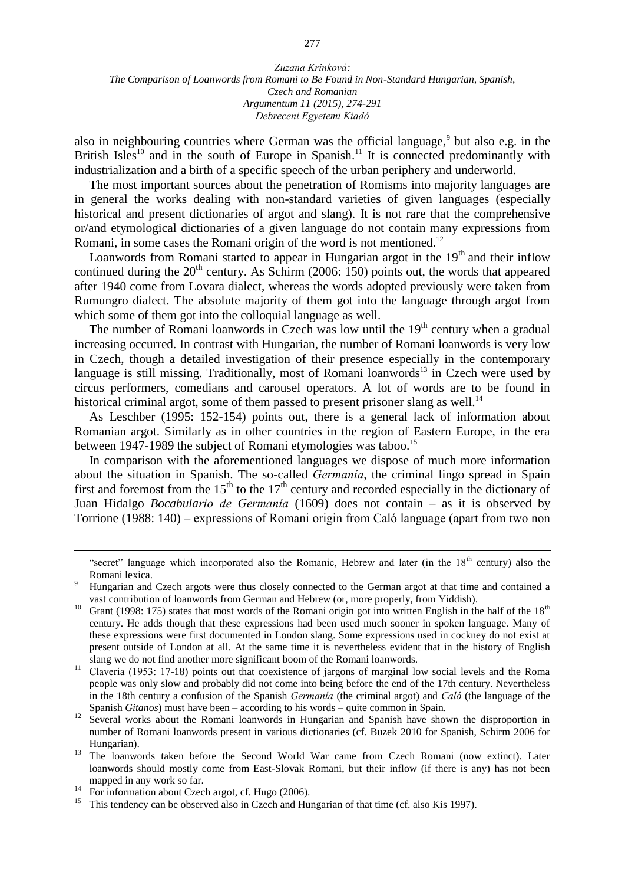also in neighbouring countries where German was the official language,[9] but also e.g. in the British Isles[10] and in the south of Europe in Spanish.[11] It is connected predominantly with industrialization and a birth of a specific speech of the urban periphery and underworld.

The most important sources about the penetration of Romisms into majority languages are in general the works dealing with non-standard varieties of given languages (especially historical and present dictionaries of argot and slang). It is not rare that the comprehensive or/and etymological dictionaries of a given language do not contain many expressions from Romani, in some cases the Romani origin of the word is not mentioned.[12]

Loanwords from Romani started to appear in Hungarian argot in the 19th and their inflow continued during the 20th century. As Schirm (2006: 150) points out, the words that appeared after 1940 come from Lovara dialect, whereas the words adopted previously were taken from Rumungro dialect. The absolute majority of them got into the language through argot from which some of them got into the colloquial language as well.

The number of Romani loanwords in Czech was low until the 19th century when a gradual increasing occurred. In contrast with Hungarian, the number of Romani loanwords is very low in Czech, though a detailed investigation of their presence especially in the contemporary language is still missing. Traditionally, most of Romani loanwords[13] in Czech were used by circus performers, comedians and carousel operators. A lot of words are to be found in historical criminal argot, some of them passed to present prisoner slang as well.[14]

As Leschber (1995: 152-154) points out, there is a general lack of information about Romanian argot. Similarly as in other countries in the region of Eastern Europe, in the era between 1947-1989 the subject of Romani etymologies was taboo.[15]

In comparison with the aforementioned languages we dispose of much more information about the situation in Spanish. The so-called *Germanía*, the criminal lingo spread in Spain first and foremost from the 15th to the 17th century and recorded especially in the dictionary of Juan Hidalgo *Bocabulario de Germanía* (1609) does not contain – as it is observed by Torrione (1988: 140) – expressions of Romani origin from Caló language (apart from two non

---

"secret" language which incorporated also the Romanic, Hebrew and later (in the 18th century) also the Romani lexica.

[9] Hungarian and Czech argots were thus closely connected to the German argot at that time and contained a vast contribution of loanwords from German and Hebrew (or, more properly, from Yiddish).

[10] Grant (1998: 175) states that most words of the Romani origin got into written English in the half of the 18th century. He adds though that these expressions had been used much sooner in spoken language. Many of these expressions were first documented in London slang. Some expressions used in cockney do not exist at present outside of London at all. At the same time it is nevertheless evident that in the history of English slang we do not find another more significant boom of the Romani loanwords.

[11] Clavería (1953: 17-18) points out that coexistence of jargons of marginal low social levels and the Roma people was only slow and probably did not come into being before the end of the 17th century. Nevertheless in the 18th century a confusion of the Spanish *Germanía* (the criminal argot) and *Caló* (the language of the Spanish *Gitanos*) must have been – according to his words – quite common in Spain.

[12] Several works about the Romani loanwords in Hungarian and Spanish have shown the disproportion in number of Romani loanwords present in various dictionaries (cf. Buzek 2010 for Spanish, Schirm 2006 for Hungarian).

[13] The loanwords taken before the Second World War came from Czech Romani (now extinct). Later loanwords should mostly come from East-Slovak Romani, but their inflow (if there is any) has not been mapped in any work so far.

[14] For information about Czech argot, cf. Hugo (2006).

[15] This tendency can be observed also in Czech and Hungarian of that time (cf. also Kis 1997).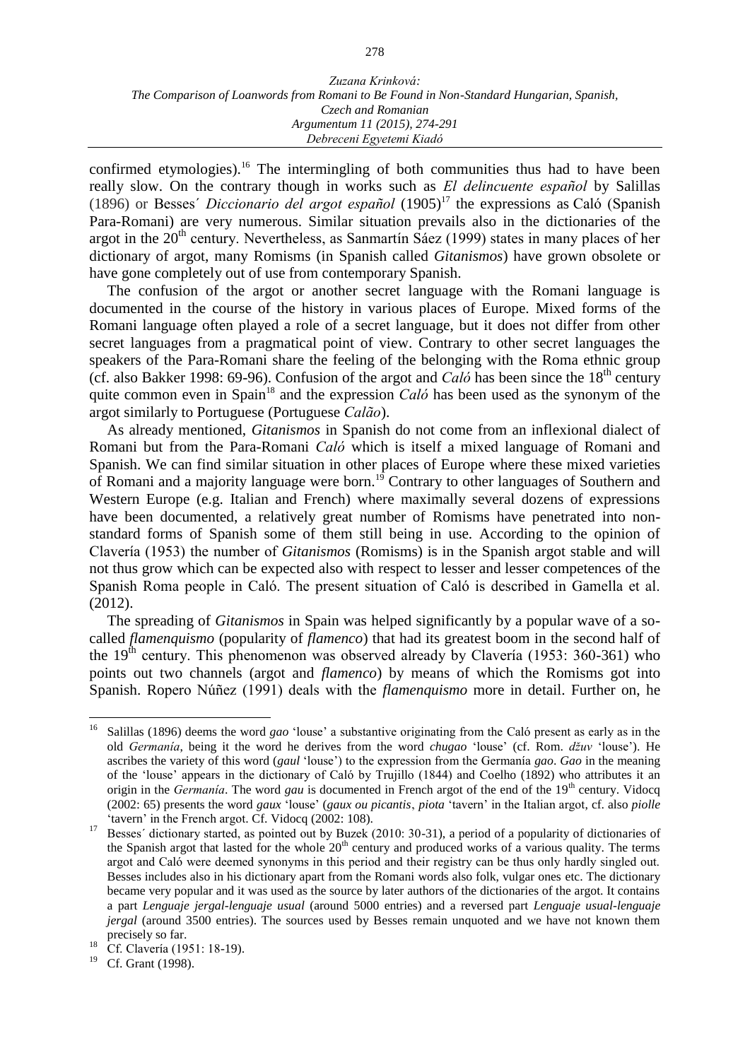confirmed etymologies).[16] The intermingling of both communities thus had to have been really slow. On the contrary though in works such as *El delincuente español* by Salillas (1896) or Besses´ *Diccionario del argot español* (1905)[17] the expressions as Caló (Spanish Para-Romani) are very numerous. Similar situation prevails also in the dictionaries of the argot in the 20[th] century. Nevertheless, as Sanmartín Sáez (1999) states in many places of her dictionary of argot, many Romisms (in Spanish called *Gitanismos*) have grown obsolete or have gone completely out of use from contemporary Spanish.

The confusion of the argot or another secret language with the Romani language is documented in the course of the history in various places of Europe. Mixed forms of the Romani language often played a role of a secret language, but it does not differ from other secret languages from a pragmatical point of view. Contrary to other secret languages the speakers of the Para-Romani share the feeling of the belonging with the Roma ethnic group (cf. also Bakker 1998: 69-96). Confusion of the argot and *Caló* has been since the 18[th] century quite common even in Spain[18] and the expression *Caló* has been used as the synonym of the argot similarly to Portuguese (Portuguese *Calão*).

As already mentioned, *Gitanismos* in Spanish do not come from an inflexional dialect of Romani but from the Para-Romani *Caló* which is itself a mixed language of Romani and Spanish. We can find similar situation in other places of Europe where these mixed varieties of Romani and a majority language were born.[19] Contrary to other languages of Southern and Western Europe (e.g. Italian and French) where maximally several dozens of expressions have been documented, a relatively great number of Romisms have penetrated into non-standard forms of Spanish some of them still being in use. According to the opinion of Clavería (1953) the number of *Gitanismos* (Romisms) is in the Spanish argot stable and will not thus grow which can be expected also with respect to lesser and lesser competences of the Spanish Roma people in Caló. The present situation of Caló is described in Gamella et al. (2012).

The spreading of *Gitanismos* in Spain was helped significantly by a popular wave of a so-called *flamenquismo* (popularity of *flamenco*) that had its greatest boom in the second half of the 19[th] century. This phenomenon was observed already by Clavería (1953: 360-361) who points out two channels (argot and *flamenco*) by means of which the Romisms got into Spanish. Ropero Núñez (1991) deals with the *flamenquismo* more in detail. Further on, he

---

[16] Salillas (1896) deems the word *gao* 'louse' a substantive originating from the Caló present as early as in the old *Germanía*, being it the word he derives from the word *chugao* 'louse' (cf. Rom. *džuv* 'louse'). He ascribes the variety of this word (*gaul* 'louse') to the expression from the Germanía *gao*. *Gao* in the meaning of the 'louse' appears in the dictionary of Caló by Trujillo (1844) and Coelho (1892) who attributes it an origin in the *Germanía*. The word *gau* is documented in French argot of the end of the 19[th] century. Vidocq (2002: 65) presents the word *gaux* 'louse' (*gaux ou picantis*, *piota* 'tavern' in the Italian argot, cf. also *piolle* 'tavern' in the French argot. Cf. Vidocq (2002: 108).

[17] Besses´ dictionary started, as pointed out by Buzek (2010: 30-31), a period of a popularity of dictionaries of the Spanish argot that lasted for the whole 20[th] century and produced works of a various quality. The terms argot and Caló were deemed synonyms in this period and their registry can be thus only hardly singled out. Besses includes also in his dictionary apart from the Romani words also folk, vulgar ones etc. The dictionary became very popular and it was used as the source by later authors of the dictionaries of the argot. It contains a part *Lenguaje jergal-lenguaje usual* (around 5000 entries) and a reversed part *Lenguaje usual-lenguaje jergal* (around 3500 entries). The sources used by Besses remain unquoted and we have not known them precisely so far.

[18] Cf. Clavería (1951: 18-19).

[19] Cf. Grant (1998).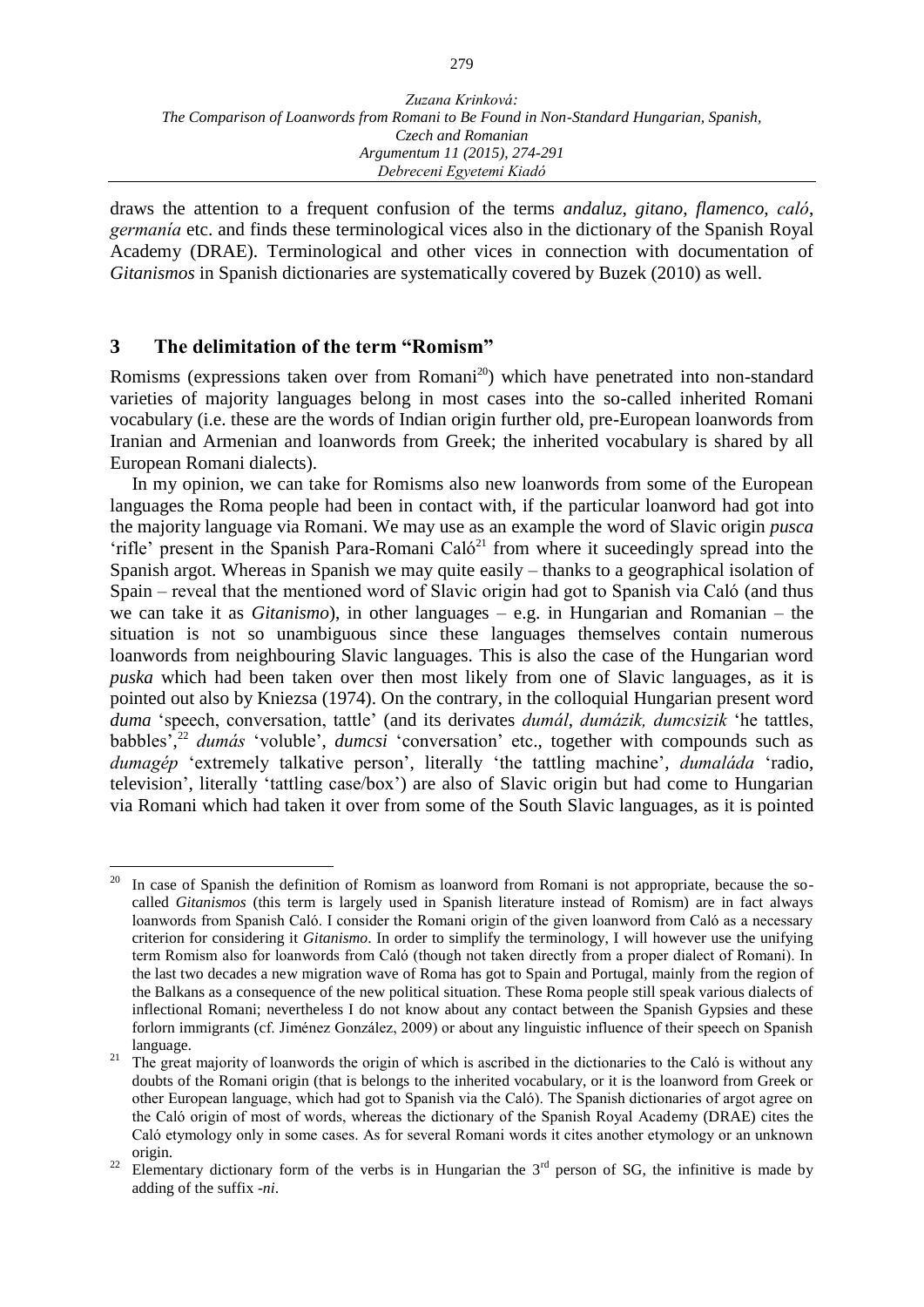draws the attention to a frequent confusion of the terms *andaluz*, *gitano*, *flamenco*, *caló*, *germanía* etc. and finds these terminological vices also in the dictionary of the Spanish Royal Academy (DRAE). Terminological and other vices in connection with documentation of *Gitanismos* in Spanish dictionaries are systematically covered by Buzek (2010) as well.

## 3 The delimitation of the term "Romism"

Romisms (expressions taken over from Romani[20]) which have penetrated into non-standard varieties of majority languages belong in most cases into the so-called inherited Romani vocabulary (i.e. these are the words of Indian origin further old, pre-European loanwords from Iranian and Armenian and loanwords from Greek; the inherited vocabulary is shared by all European Romani dialects).

In my opinion, we can take for Romisms also new loanwords from some of the European languages the Roma people had been in contact with, if the particular loanword had got into the majority language via Romani. We may use as an example the word of Slavic origin *pusca* 'rifle' present in the Spanish Para-Romani Caló[21] from where it suceedingly spread into the Spanish argot. Whereas in Spanish we may quite easily – thanks to a geographical isolation of Spain – reveal that the mentioned word of Slavic origin had got to Spanish via Caló (and thus we can take it as *Gitanismo*), in other languages – e.g. in Hungarian and Romanian – the situation is not so unambiguous since these languages themselves contain numerous loanwords from neighbouring Slavic languages. This is also the case of the Hungarian word *puska* which had been taken over then most likely from one of Slavic languages, as it is pointed out also by Kniezsa (1974). On the contrary, in the colloquial Hungarian present word *duma* 'speech, conversation, tattle' (and its derivates *dumál*, *dumázik, dumcsizik* 'he tattles, babbles',[22] *dumás* 'voluble', *dumcsi* 'conversation' etc., together with compounds such as *dumagép* 'extremely talkative person', literally 'the tattling machine', *dumaláda* 'radio, television', literally 'tattling case/box') are also of Slavic origin but had come to Hungarian via Romani which had taken it over from some of the South Slavic languages, as it is pointed

---

[20] In case of Spanish the definition of Romism as loanword from Romani is not appropriate, because the so-called *Gitanismos* (this term is largely used in Spanish literature instead of Romism) are in fact always loanwords from Spanish Caló. I consider the Romani origin of the given loanword from Caló as a necessary criterion for considering it *Gitanismo*. In order to simplify the terminology, I will however use the unifying term Romism also for loanwords from Caló (though not taken directly from a proper dialect of Romani). In the last two decades a new migration wave of Roma has got to Spain and Portugal, mainly from the region of the Balkans as a consequence of the new political situation. These Roma people still speak various dialects of inflectional Romani; nevertheless I do not know about any contact between the Spanish Gypsies and these forlorn immigrants (cf. Jiménez González, 2009) or about any linguistic influence of their speech on Spanish language.

[21] The great majority of loanwords the origin of which is ascribed in the dictionaries to the Caló is without any doubts of the Romani origin (that is belongs to the inherited vocabulary, or it is the loanword from Greek or other European language, which had got to Spanish via the Caló). The Spanish dictionaries of argot agree on the Caló origin of most of words, whereas the dictionary of the Spanish Royal Academy (DRAE) cites the Caló etymology only in some cases. As for several Romani words it cites another etymology or an unknown origin.

[22] Elementary dictionary form of the verbs is in Hungarian the 3rd person of SG, the infinitive is made by adding of the suffix *-ni*.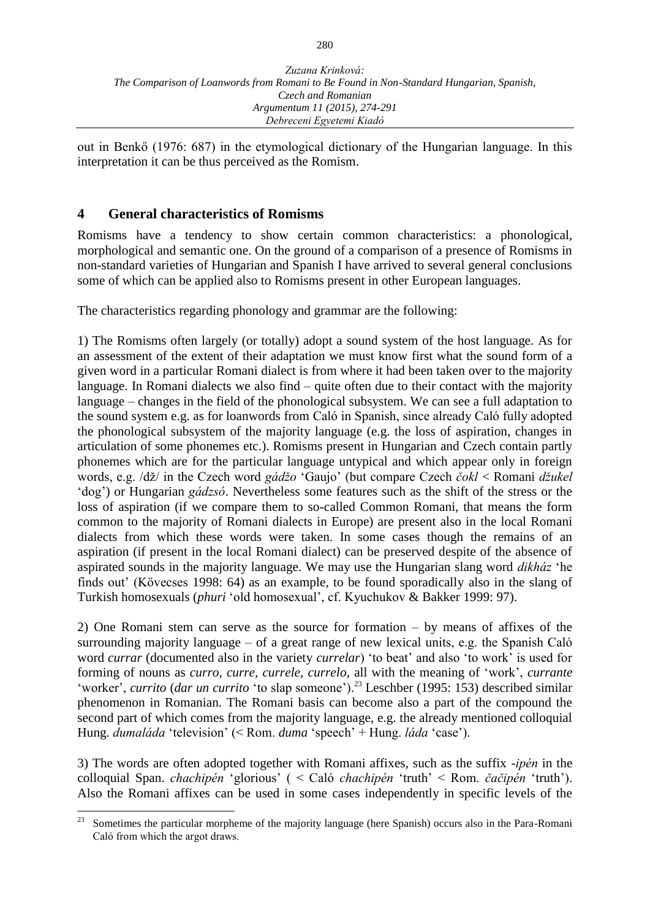out in Benkő (1976: 687) in the etymological dictionary of the Hungarian language. In this interpretation it can be thus perceived as the Romism.

## 4 General characteristics of Romisms

Romisms have a tendency to show certain common characteristics: a phonological, morphological and semantic one. On the ground of a comparison of a presence of Romisms in non-standard varieties of Hungarian and Spanish I have arrived to several general conclusions some of which can be applied also to Romisms present in other European languages.

The characteristics regarding phonology and grammar are the following:

1) The Romisms often largely (or totally) adopt a sound system of the host language. As for an assessment of the extent of their adaptation we must know first what the sound form of a given word in a particular Romani dialect is from where it had been taken over to the majority language. In Romani dialects we also find – quite often due to their contact with the majority language – changes in the field of the phonological subsystem. We can see a full adaptation to the sound system e.g. as for loanwords from Caló in Spanish, since already Caló fully adopted the phonological subsystem of the majority language (e.g. the loss of aspiration, changes in articulation of some phonemes etc.). Romisms present in Hungarian and Czech contain partly phonemes which are for the particular language untypical and which appear only in foreign words, e.g. /dž/ in the Czech word *gádžo* 'Gaujo' (but compare Czech *čokl* < Romani *džukel* 'dog') or Hungarian *gádzsó*. Nevertheless some features such as the shift of the stress or the loss of aspiration (if we compare them to so-called Common Romani, that means the form common to the majority of Romani dialects in Europe) are present also in the local Romani dialects from which these words were taken. In some cases though the remains of an aspiration (if present in the local Romani dialect) can be preserved despite of the absence of aspirated sounds in the majority language. We may use the Hungarian slang word *dikház* 'he finds out' (Kövecses 1998: 64) as an example, to be found sporadically also in the slang of Turkish homosexuals (*phuri* 'old homosexual', cf. Kyuchukov & Bakker 1999: 97).

2) One Romani stem can serve as the source for formation – by means of affixes of the surrounding majority language – of a great range of new lexical units, e.g. the Spanish Caló word *currar* (documented also in the variety *currelar*) 'to beat' and also 'to work' is used for forming of nouns as *curro, curre, currele, currelo*, all with the meaning of 'work', *currante* 'worker', *currito* (*dar un currito* 'to slap someone').[23] Leschber (1995: 153) described similar phenomenon in Romanian. The Romani basis can become also a part of the compound the second part of which comes from the majority language, e.g. the already mentioned colloquial Hung. *dumaláda* 'television' (< Rom. *duma* 'speech' + Hung. *láda* 'case').

3) The words are often adopted together with Romani affixes, such as the suffix *-ipén* in the colloquial Span. *chachipén* 'glorious' ( < Caló *chachipén* 'truth' < Rom. *čačipén* 'truth'). Also the Romani affixes can be used in some cases independently in specific levels of the

[23] Sometimes the particular morpheme of the majority language (here Spanish) occurs also in the Para-Romani Caló from which the argot draws.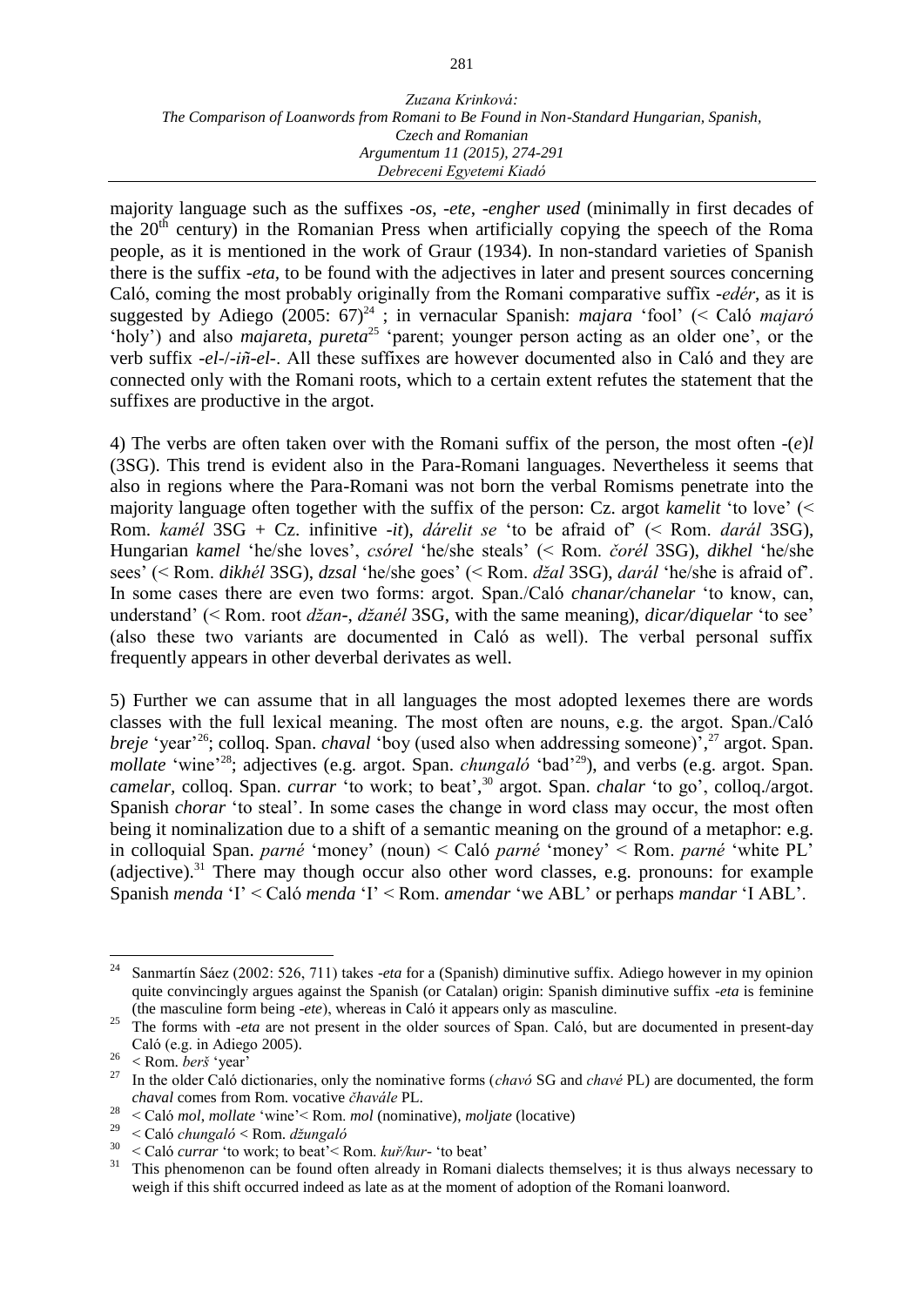majority language such as the suffixes *-os*, *-ete*, *-engher used* (minimally in first decades of the 20th century) in the Romanian Press when artificially copying the speech of the Roma people, as it is mentioned in the work of Graur (1934). In non-standard varieties of Spanish there is the suffix *-eta*, to be found with the adjectives in later and present sources concerning Caló, coming the most probably originally from the Romani comparative suffix *-edér*, as it is suggested by Adiego (2005: 67)[24] ; in vernacular Spanish: *majara* 'fool' (< Caló *majaró* 'holy') and also *majareta*, *pureta*[25] 'parent; younger person acting as an older one', or the verb suffix *-el-*/*-iñ-el-*. All these suffixes are however documented also in Caló and they are connected only with the Romani roots, which to a certain extent refutes the statement that the suffixes are productive in the argot.

4) The verbs are often taken over with the Romani suffix of the person, the most often *-(e)l* (3SG). This trend is evident also in the Para-Romani languages. Nevertheless it seems that also in regions where the Para-Romani was not born the verbal Romisms penetrate into the majority language often together with the suffix of the person: Cz. argot *kamelit* 'to love' (< Rom. *kamél* 3SG + Cz. infinitive *-it*), *dárelit se* 'to be afraid of' (< Rom. *darál* 3SG), Hungarian *kamel* 'he/she loves', *csórel* 'he/she steals' (< Rom. *čorél* 3SG), *dikhel* 'he/she sees' (< Rom. *dikhél* 3SG), *dzsal* 'he/she goes' (< Rom. *džal* 3SG), *darál* 'he/she is afraid of'. In some cases there are even two forms: argot. Span./Caló *chanar/chanelar* 'to know, can, understand' (< Rom. root *džan-*, *džanél* 3SG, with the same meaning), *dicar/diquelar* 'to see' (also these two variants are documented in Caló as well). The verbal personal suffix frequently appears in other deverbal derivates as well.

5) Further we can assume that in all languages the most adopted lexemes there are words classes with the full lexical meaning. The most often are nouns, e.g. the argot. Span./Caló *breje* 'year'[26]; colloq. Span. *chaval* 'boy (used also when addressing someone)',[27] argot. Span. *mollate* 'wine'[28]; adjectives (e.g. argot. Span. *chungaló* 'bad'[29]), and verbs (e.g. argot. Span. *camelar*, colloq. Span. *currar* 'to work; to beat',[30] argot. Span. *chalar* 'to go', colloq./argot. Spanish *chorar* 'to steal'. In some cases the change in word class may occur, the most often being it nominalization due to a shift of a semantic meaning on the ground of a metaphor: e.g. in colloquial Span. *parné* 'money' (noun) < Caló *parné* 'money' < Rom. *parné* 'white PL' (adjective).[31] There may though occur also other word classes, e.g. pronouns: for example Spanish *menda* 'I' < Caló *menda* 'I' < Rom. *amendar* 'we ABL' or perhaps *mandar* 'I ABL'.

---

[24] Sanmartín Sáez (2002: 526, 711) takes *-eta* for a (Spanish) diminutive suffix. Adiego however in my opinion quite convincingly argues against the Spanish (or Catalan) origin: Spanish diminutive suffix *-eta* is feminine (the masculine form being *-ete*), whereas in Caló it appears only as masculine.

[25] The forms with *-eta* are not present in the older sources of Span. Caló, but are documented in present-day Caló (e.g. in Adiego 2005).

[26] < Rom. *berš* 'year'

[27] In the older Caló dictionaries, only the nominative forms (*chavó* SG and *chavé* PL) are documented, the form *chaval* comes from Rom. vocative *čhavále* PL.

[28] < Caló *mol*, *mollate* 'wine'< Rom. *mol* (nominative), *moljate* (locative)

[29] < Caló *chungaló* < Rom. *džungaló*

[30] < Caló *currar* 'to work; to beat'< Rom. *kuř/kur-* 'to beat'

[31] This phenomenon can be found often already in Romani dialects themselves; it is thus always necessary to weigh if this shift occurred indeed as late as at the moment of adoption of the Romani loanword.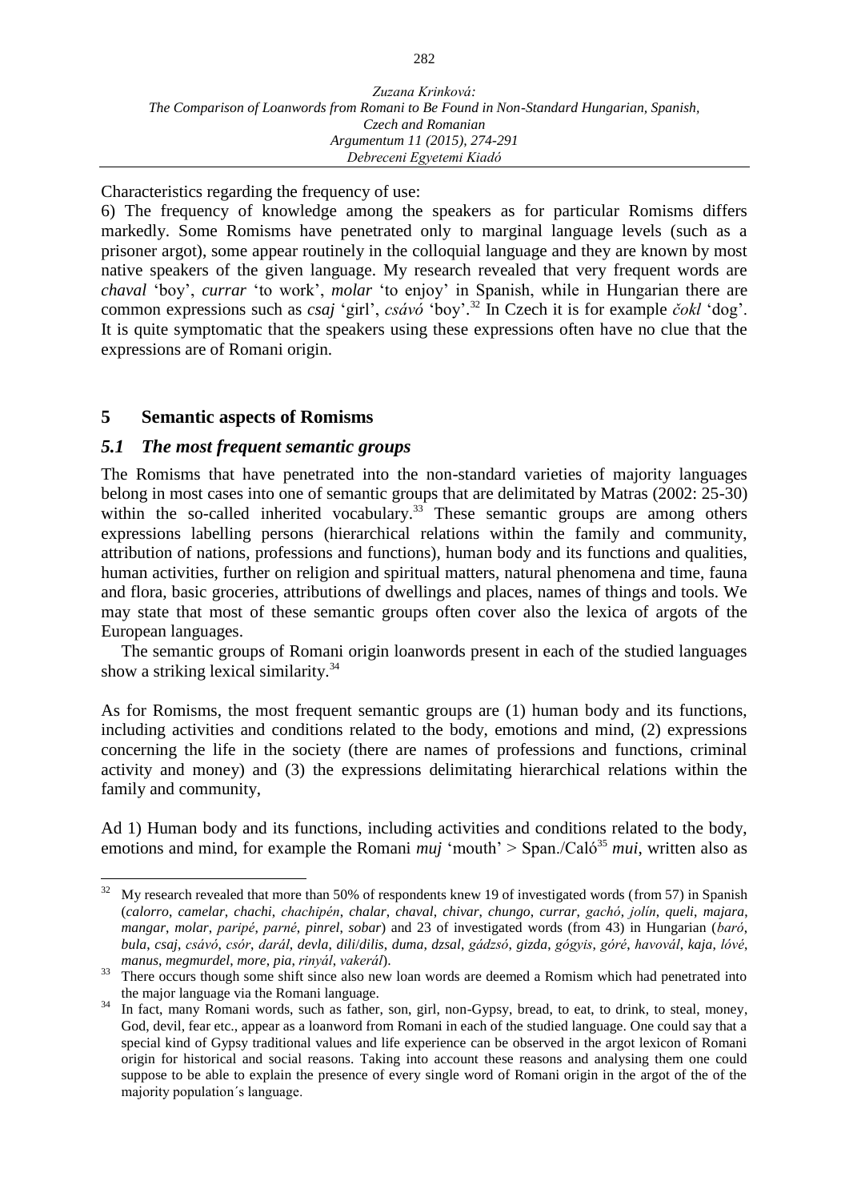Characteristics regarding the frequency of use:

6) The frequency of knowledge among the speakers as for particular Romisms differs markedly. Some Romisms have penetrated only to marginal language levels (such as a prisoner argot), some appear routinely in the colloquial language and they are known by most native speakers of the given language. My research revealed that very frequent words are *chaval* 'boy', *currar* 'to work', *molar* 'to enjoy' in Spanish, while in Hungarian there are common expressions such as *csaj* 'girl', *csávó* 'boy'.[32] In Czech it is for example *čokl* 'dog'. It is quite symptomatic that the speakers using these expressions often have no clue that the expressions are of Romani origin.

## 5 Semantic aspects of Romisms

### *5.1 The most frequent semantic groups*

The Romisms that have penetrated into the non-standard varieties of majority languages belong in most cases into one of semantic groups that are delimitated by Matras (2002: 25-30) within the so-called inherited vocabulary.[33] These semantic groups are among others expressions labelling persons (hierarchical relations within the family and community, attribution of nations, professions and functions), human body and its functions and qualities, human activities, further on religion and spiritual matters, natural phenomena and time, fauna and flora, basic groceries, attributions of dwellings and places, names of things and tools. We may state that most of these semantic groups often cover also the lexica of argots of the European languages.

The semantic groups of Romani origin loanwords present in each of the studied languages show a striking lexical similarity.[34]

As for Romisms, the most frequent semantic groups are (1) human body and its functions, including activities and conditions related to the body, emotions and mind, (2) expressions concerning the life in the society (there are names of professions and functions, criminal activity and money) and (3) the expressions delimitating hierarchical relations within the family and community,

Ad 1) Human body and its functions, including activities and conditions related to the body, emotions and mind, for example the Romani *muj* 'mouth' > Span./Caló[35] *mui*, written also as

---

[32] My research revealed that more than 50% of respondents knew 19 of investigated words (from 57) in Spanish (*calorro*, *camelar*, *chachi*, *chachipén*, *chalar*, *chaval*, *chivar*, *chungo*, *currar*, *gachó*, *jolín*, *queli*, *majara*, *mangar*, *molar*, *paripé*, *parné*, *pinrel*, *sobar*) and 23 of investigated words (from 43) in Hungarian (*baró*, *bula*, *csaj*, *csávó*, *csór*, *darál*, *devla*, *dili*/*dilis*, *duma*, *dzsal*, *gádzsó*, *gizda*, *gógyis*, *góré*, *havovál*, *kaja*, *lóvé*, *manus*, *megmurdel*, *more*, *pia*, *rinyál*, *vakerál*).

[33] There occurs though some shift since also new loan words are deemed a Romism which had penetrated into the major language via the Romani language.

[34] In fact, many Romani words, such as father, son, girl, non-Gypsy, bread, to eat, to drink, to steal, money, God, devil, fear etc., appear as a loanword from Romani in each of the studied language. One could say that a special kind of Gypsy traditional values and life experience can be observed in the argot lexicon of Romani origin for historical and social reasons. Taking into account these reasons and analysing them one could suppose to be able to explain the presence of every single word of Romani origin in the argot of the of the majority population´s language.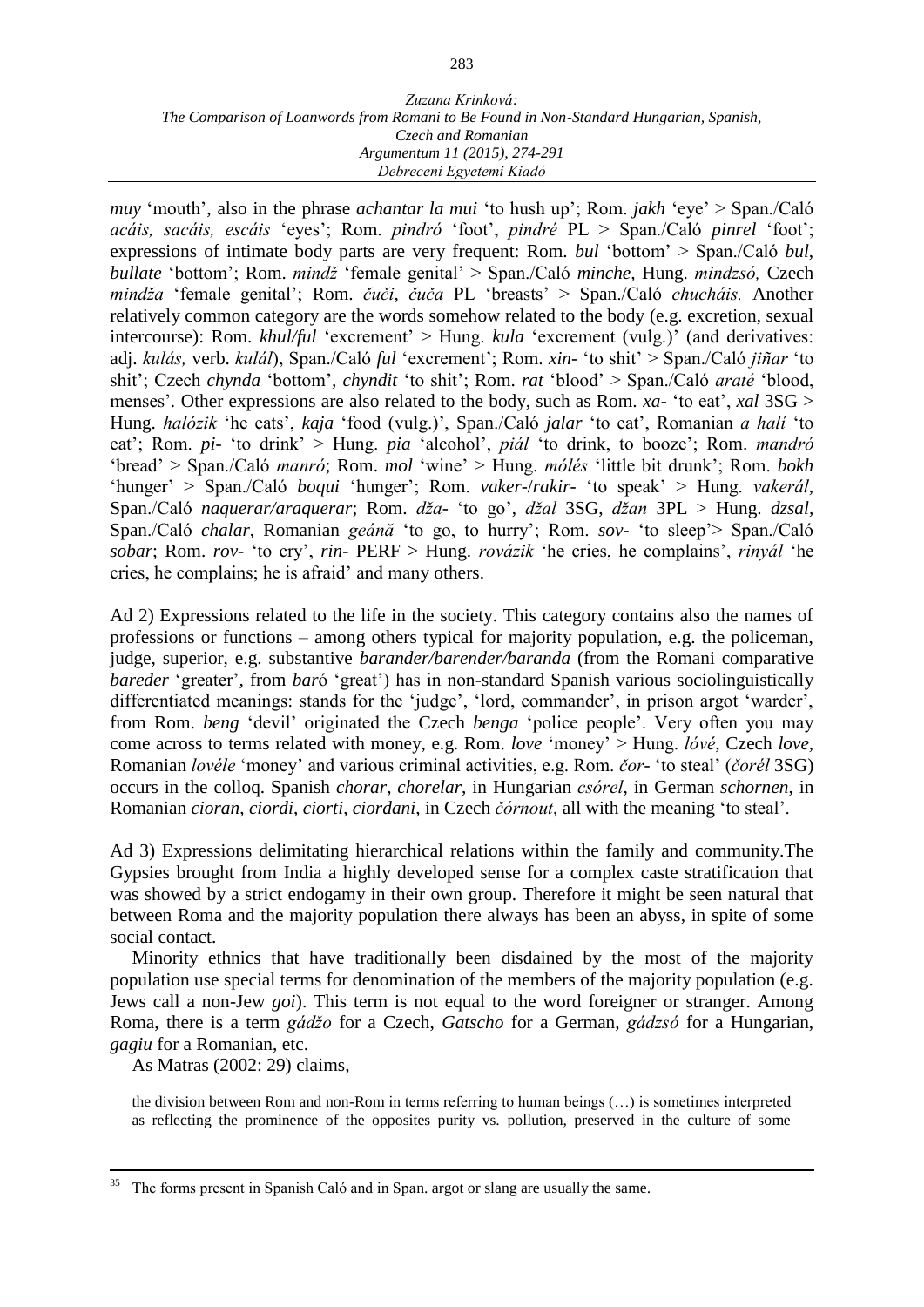*muy* 'mouth', also in the phrase *achantar la mui* 'to hush up'; Rom. *jakh* 'eye' > Span./Caló *acáis, sacáis, escáis* 'eyes'; Rom. *pindró* 'foot', *pindré* PL > Span./Caló *pinrel* 'foot'; expressions of intimate body parts are very frequent: Rom. *bul* 'bottom' > Span./Caló *bul*, *bullate* 'bottom'; Rom. *mindž* 'female genital' > Span./Caló *minche*, Hung. *mindzsó,* Czech *mindža* 'female genital'; Rom. *čuči*, *čuča* PL 'breasts' > Span./Caló *chucháis.* Another relatively common category are the words somehow related to the body (e.g. excretion, sexual intercourse): Rom. *khul/ful* 'excrement' > Hung. *kula* 'excrement (vulg.)' (and derivatives: adj. *kulás,* verb. *kulál*), Span./Caló *ful* 'excrement'; Rom. *xin-* 'to shit' > Span./Caló *jiñar* 'to shit'; Czech *chynda* 'bottom', *chyndit* 'to shit'; Rom. *rat* 'blood' > Span./Caló *araté* 'blood, menses'. Other expressions are also related to the body, such as Rom. *xa-* 'to eat', *xal* 3SG > Hung. *halózik* 'he eats', *kaja* 'food (vulg.)', Span./Caló *jalar* 'to eat', Romanian *a halí* 'to eat'; Rom. *pi-* 'to drink' > Hung. *pia* 'alcohol', *piál* 'to drink, to booze'; Rom. *mandró* 'bread' > Span./Caló *manró*; Rom. *mol* 'wine' > Hung. *mólés* 'little bit drunk'; Rom. *bokh* 'hunger' > Span./Caló *boqui* 'hunger'; Rom. *vaker-*/*rakir-* 'to speak' > Hung. *vakerál*, Span./Caló *naquerar/araquerar*; Rom. *dža-* 'to go', *džal* 3SG, *džan* 3PL > Hung. *dzsal*, Span./Caló *chalar*, Romanian *geánă* 'to go, to hurry'; Rom. *sov-* 'to sleep'> Span./Caló *sobar*; Rom. *rov-* 'to cry', *rin-* PERF > Hung. *ríovázik* 'he cries, he complains', *rinyál* 'he cries, he complains; he is afraid' and many others.

Ad 2) Expressions related to the life in the society. This category contains also the names of professions or functions – among others typical for majority population, e.g. the policeman, judge, superior, e.g. substantive *barander/barender/baranda* (from the Romani comparative *bareder* 'greater', from *bar*ó 'great') has in non-standard Spanish various sociolinguistically differentiated meanings: stands for the 'judge', 'lord, commander', in prison argot 'warder', from Rom. *beng* 'devil' originated the Czech *benga* 'police people'. Very often you may come across to terms related with money, e.g. Rom. *love* 'money' > Hung. *lóvé*, Czech *love,* Romanian *lovéle* 'money' and various criminal activities, e.g. Rom. *čor-* 'to steal' (*čorél* 3SG) occurs in the colloq. Spanish *chorar*, *chorelar*, in Hungarian *csórel*, in German *schornen*, in Romanian *cioran*, *ciordi*, *ciorti*, *ciordani*, in Czech *čórnout*, all with the meaning 'to steal'.

Ad 3) Expressions delimitating hierarchical relations within the family and community.The Gypsies brought from India a highly developed sense for a complex caste stratification that was showed by a strict endogamy in their own group. Therefore it might be seen natural that between Roma and the majority population there always has been an abyss, in spite of some social contact.

Minority ethnics that have traditionally been disdained by the most of the majority population use special terms for denomination of the members of the majority population (e.g. Jews call a non-Jew *goi*). This term is not equal to the word foreigner or stranger. Among Roma, there is a term *gádžo* for a Czech, *Gatscho* for a German, *gádzsó* for a Hungarian, *gagiu* for a Romanian, etc.

As Matras (2002: 29) claims,

> the division between Rom and non-Rom in terms referring to human beings (…) is sometimes interpreted as reflecting the prominence of the opposites purity vs. pollution, preserved in the culture of some

[35] The forms present in Spanish Caló and in Span. argot or slang are usually the same.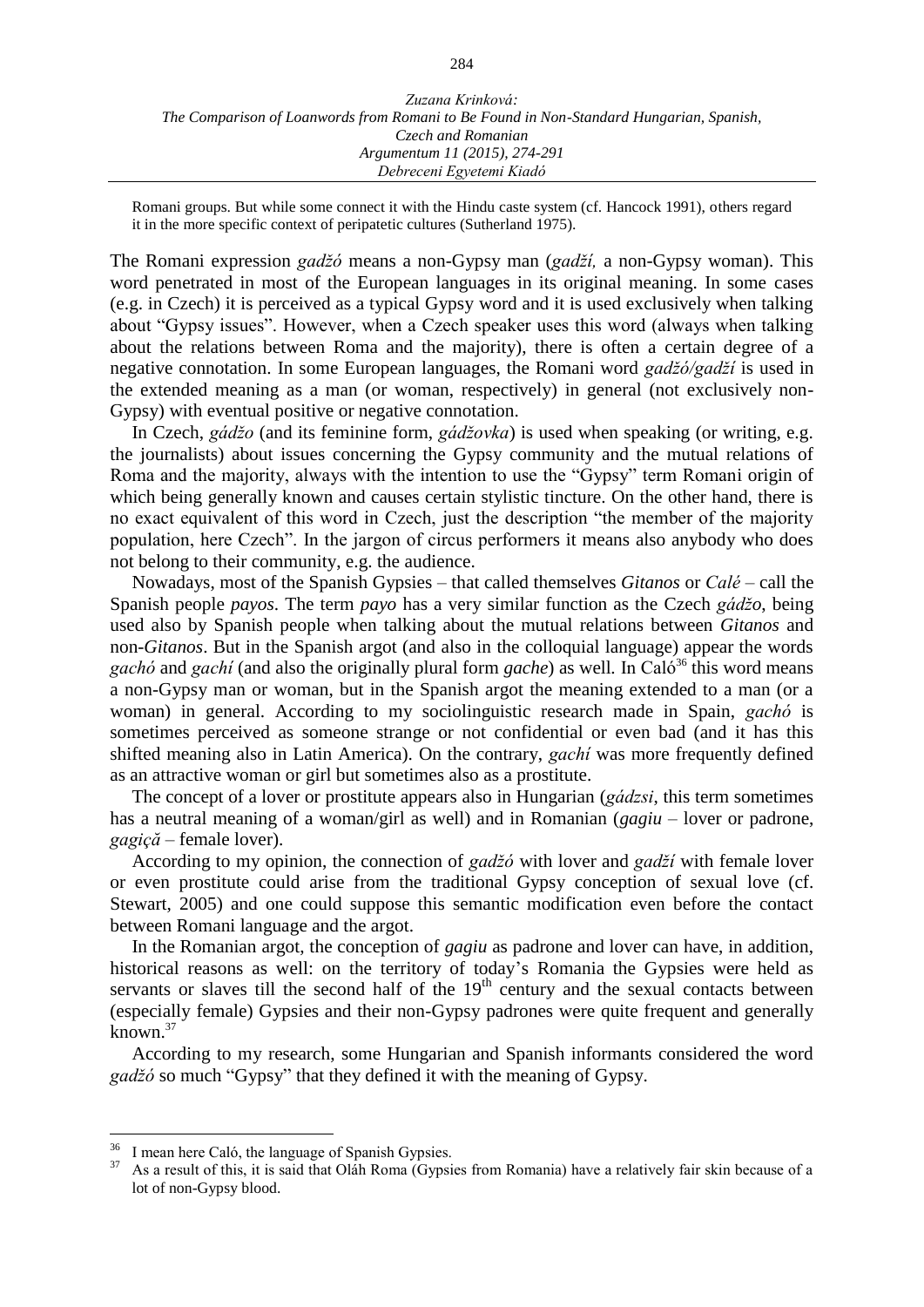Romani groups. But while some connect it with the Hindu caste system (cf. Hancock 1991), others regard it in the more specific context of peripatetic cultures (Sutherland 1975).

The Romani expression *gadžó* means a non-Gypsy man (*gadží,* a non-Gypsy woman). This word penetrated in most of the European languages in its original meaning. In some cases (e.g. in Czech) it is perceived as a typical Gypsy word and it is used exclusively when talking about "Gypsy issues". However, when a Czech speaker uses this word (always when talking about the relations between Roma and the majority), there is often a certain degree of a negative connotation. In some European languages, the Romani word *gadžó/gadží* is used in the extended meaning as a man (or woman, respectively) in general (not exclusively non-Gypsy) with eventual positive or negative connotation.

In Czech, *gádžo* (and its feminine form, *gádžovka*) is used when speaking (or writing, e.g. the journalists) about issues concerning the Gypsy community and the mutual relations of Roma and the majority, always with the intention to use the "Gypsy" term Romani origin of which being generally known and causes certain stylistic tincture. On the other hand, there is no exact equivalent of this word in Czech, just the description "the member of the majority population, here Czech". In the jargon of circus performers it means also anybody who does not belong to their community, e.g. the audience.

Nowadays, most of the Spanish Gypsies – that called themselves *Gitanos* or *Calé* – call the Spanish people *payos*. The term *payo* has a very similar function as the Czech *gádžo*, being used also by Spanish people when talking about the mutual relations between *Gitanos* and non-*Gitanos*. But in the Spanish argot (and also in the colloquial language) appear the words *gachó* and *gachí* (and also the originally plural form *gache*) as well. In Caló[36] this word means a non-Gypsy man or woman, but in the Spanish argot the meaning extended to a man (or a woman) in general. According to my sociolinguistic research made in Spain, *gachó* is sometimes perceived as someone strange or not confidential or even bad (and it has this shifted meaning also in Latin America). On the contrary, *gachí* was more frequently defined as an attractive woman or girl but sometimes also as a prostitute.

The concept of a lover or prostitute appears also in Hungarian (*gádzsi*, this term sometimes has a neutral meaning of a woman/girl as well) and in Romanian (*gagiu* – lover or padrone, *gagiçă* – female lover).

According to my opinion, the connection of *gadžó* with lover and *gadží* with female lover or even prostitute could arise from the traditional Gypsy conception of sexual love (cf. Stewart, 2005) and one could suppose this semantic modification even before the contact between Romani language and the argot.

In the Romanian argot, the conception of *gagiu* as padrone and lover can have, in addition, historical reasons as well: on the territory of today's Romania the Gypsies were held as servants or slaves till the second half of the 19th century and the sexual contacts between (especially female) Gypsies and their non-Gypsy padrones were quite frequent and generally known.[37]

According to my research, some Hungarian and Spanish informants considered the word *gadžó* so much "Gypsy" that they defined it with the meaning of Gypsy.

---

[36] I mean here Caló, the language of Spanish Gypsies.

[37] As a result of this, it is said that Oláh Roma (Gypsies from Romania) have a relatively fair skin because of a lot of non-Gypsy blood.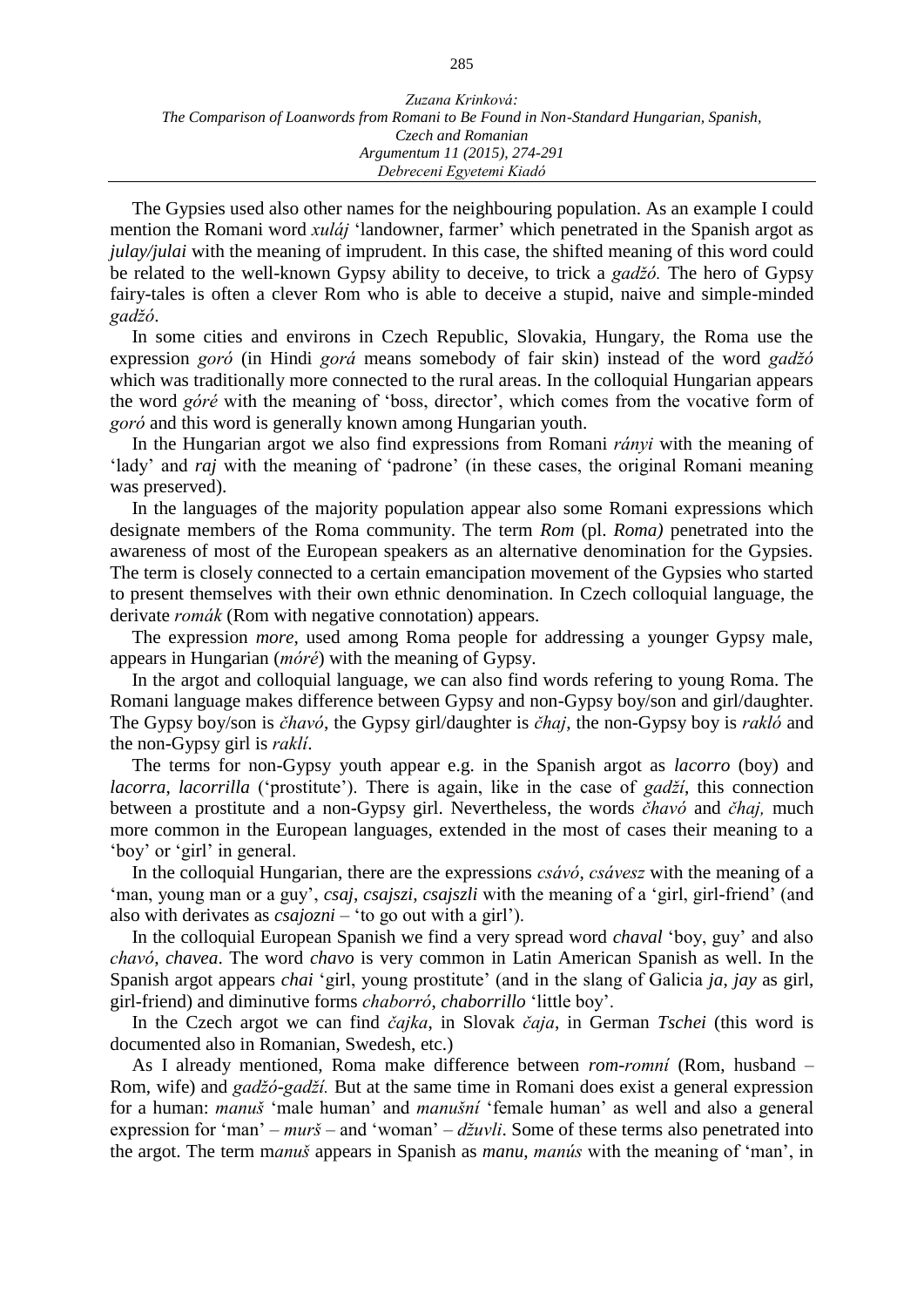The Gypsies used also other names for the neighbouring population. As an example I could mention the Romani word *xuláj* 'landowner, farmer' which penetrated in the Spanish argot as *julay/julai* with the meaning of imprudent. In this case, the shifted meaning of this word could be related to the well-known Gypsy ability to deceive, to trick a *gadžó.* The hero of Gypsy fairy-tales is often a clever Rom who is able to deceive a stupid, naive and simple-minded *gadžó*.

In some cities and environs in Czech Republic, Slovakia, Hungary, the Roma use the expression *goró* (in Hindi *gorá* means somebody of fair skin) instead of the word *gadžó* which was traditionally more connected to the rural areas. In the colloquial Hungarian appears the word *góré* with the meaning of 'boss, director', which comes from the vocative form of *goró* and this word is generally known among Hungarian youth.

In the Hungarian argot we also find expressions from Romani *rányi* with the meaning of 'lady' and *raj* with the meaning of 'padrone' (in these cases, the original Romani meaning was preserved).

In the languages of the majority population appear also some Romani expressions which designate members of the Roma community. The term *Rom* (pl. *Roma)* penetrated into the awareness of most of the European speakers as an alternative denomination for the Gypsies. The term is closely connected to a certain emancipation movement of the Gypsies who started to present themselves with their own ethnic denomination. In Czech colloquial language, the derivate *romák* (Rom with negative connotation) appears.

The expression *more*, used among Roma people for addressing a younger Gypsy male, appears in Hungarian (*móré*) with the meaning of Gypsy.

In the argot and colloquial language, we can also find words refering to young Roma. The Romani language makes difference between Gypsy and non-Gypsy boy/son and girl/daughter. The Gypsy boy/son is *čhavó*, the Gypsy girl/daughter is *čhaj*, the non-Gypsy boy is *rakló* and the non-Gypsy girl is *raklí*.

The terms for non-Gypsy youth appear e.g. in the Spanish argot as *lacorro* (boy) and *lacorra*, *lacorrilla* ('prostitute'). There is again, like in the case of *gadží*, this connection between a prostitute and a non-Gypsy girl. Nevertheless, the words *čhavó* and *čhaj,* much more common in the European languages, extended in the most of cases their meaning to a 'boy' or 'girl' in general.

In the colloquial Hungarian, there are the expressions *csávó*, *csávesz* with the meaning of a 'man, young man or a guy', *csaj*, *csajszi*, *csajszli* with the meaning of a 'girl, girl-friend' (and also with derivates as *csajozni* – 'to go out with a girl').

In the colloquial European Spanish we find a very spread word *chaval* 'boy, guy' and also *chavó*, *chavea*. The word *chavo* is very common in Latin American Spanish as well. In the Spanish argot appears *chai* 'girl, young prostitute' (and in the slang of Galicia *ja*, *jay* as girl, girl-friend) and diminutive forms *chaborró*, *chaborrillo* 'little boy'.

In the Czech argot we can find *čajka*, in Slovak *čaja*, in German *Tschei* (this word is documented also in Romanian, Swedesh, etc.)

As I already mentioned, Roma make difference between *rom-romní* (Rom, husband – Rom, wife) and *gadžó-gadží.* But at the same time in Romani does exist a general expression for a human: *manuš* 'male human' and *manušní* 'female human' as well and also a general expression for 'man' – *murš* – and 'woman' – *džuvli*. Some of these terms also penetrated into the argot. The term m*anuš* appears in Spanish as *manu*, *manús* with the meaning of 'man', in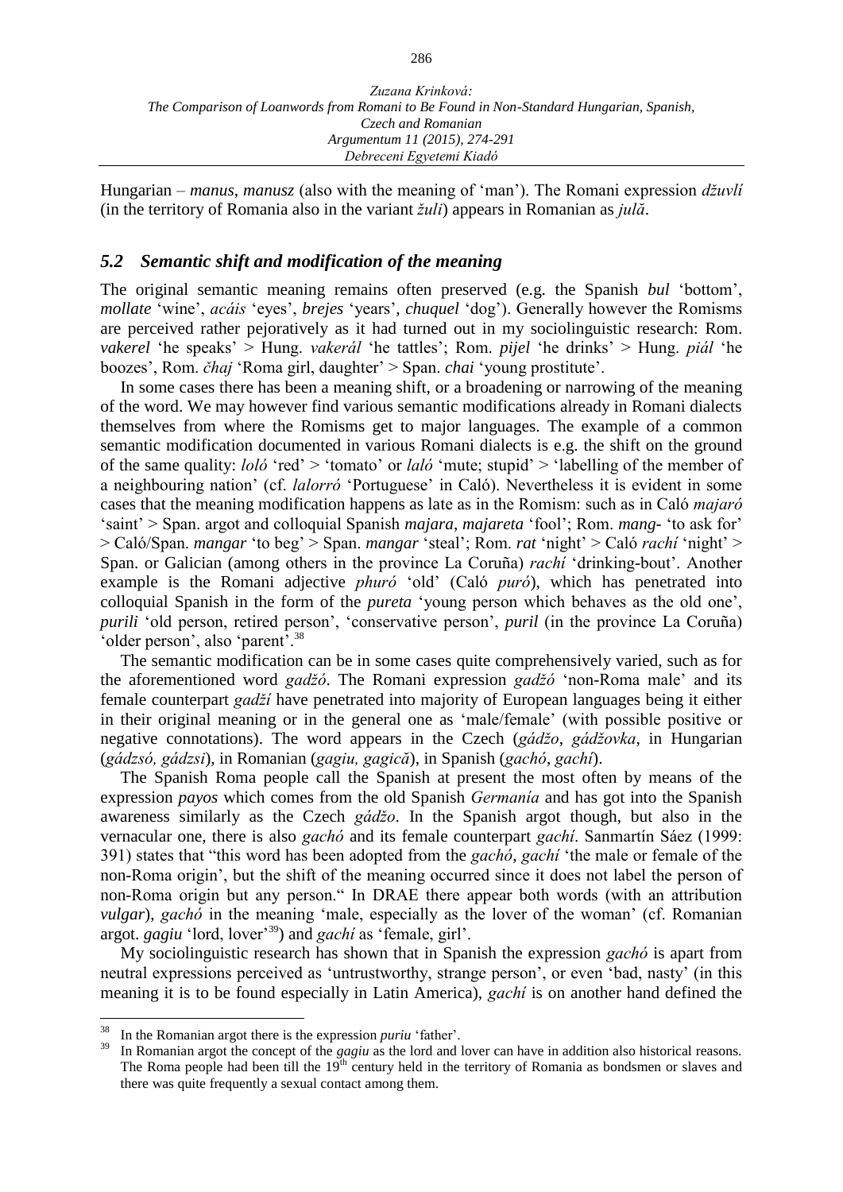Hungarian – *manus*, *manusz* (also with the meaning of 'man'). The Romani expression *džuvlí* (in the territory of Romania also in the variant *žuli*) appears in Romanian as *julă*.

### *5.2 Semantic shift and modification of the meaning*

The original semantic meaning remains often preserved (e.g. the Spanish *bul* 'bottom', *mollate* 'wine', *acáis* 'eyes', *brejes* 'years', *chuquel* 'dog'). Generally however the Romisms are perceived rather pejoratively as it had turned out in my sociolinguistic research: Rom. *vakerel* 'he speaks' > Hung. *vakerál* 'he tattles'; Rom. *pijel* 'he drinks' > Hung. *piál* 'he boozes', Rom. *čhaj* 'Roma girl, daughter' > Span. *chai* 'young prostitute'.

In some cases there has been a meaning shift, or a broadening or narrowing of the meaning of the word. We may however find various semantic modifications already in Romani dialects themselves from where the Romisms get to major languages. The example of a common semantic modification documented in various Romani dialects is e.g. the shift on the ground of the same quality: *loló* 'red' > 'tomato' or *laló* 'mute; stupid' > 'labelling of the member of a neighbouring nation' (cf. *lalorró* 'Portuguese' in Caló). Nevertheless it is evident in some cases that the meaning modification happens as late as in the Romism: such as in Caló *majaró* 'saint' > Span. argot and colloquial Spanish *majara*, *majareta* 'fool'; Rom. *mang-* 'to ask for' > Caló/Span. *mangar* 'to beg' > Span. *mangar* 'steal'; Rom. *rat* 'night' > Caló *rachí* 'night' > Span. or Galician (among others in the province La Coruña) *rachí* 'drinking-bout'. Another example is the Romani adjective *phuró* 'old' (Caló *puró*), which has penetrated into colloquial Spanish in the form of the *pureta* 'young person which behaves as the old one', *purili* 'old person, retired person', 'conservative person', *puril* (in the province La Coruña) 'older person', also 'parent'.[38]

The semantic modification can be in some cases quite comprehensively varied, such as for the aforementioned word *gadžó*. The Romani expression *gadžó* 'non-Roma male' and its female counterpart *gadží* have penetrated into majority of European languages being it either in their original meaning or in the general one as 'male/female' (with possible positive or negative connotations). The word appears in the Czech (*gádžo*, *gádžovka*, in Hungarian (*gádzsó, gádzsi*), in Romanian (*gagiu, gagică*), in Spanish (*gachó*, *gachí*).

The Spanish Roma people call the Spanish at present the most often by means of the expression *payos* which comes from the old Spanish *Germanía* and has got into the Spanish awareness similarly as the Czech *gádžo*. In the Spanish argot though, but also in the vernacular one, there is also *gachó* and its female counterpart *gachí*. Sanmartín Sáez (1999: 391) states that "this word has been adopted from the *gachó*, *gachí* 'the male or female of the non-Roma origin', but the shift of the meaning occurred since it does not label the person of non-Roma origin but any person." In DRAE there appear both words (with an attribution *vulgar*), *gachó* in the meaning 'male, especially as the lover of the woman' (cf. Romanian argot. *gagiu* 'lord, lover'[39]) and *gachí* as 'female, girl'.

My sociolinguistic research has shown that in Spanish the expression *gachó* is apart from neutral expressions perceived as 'untrustworthy, strange person', or even 'bad, nasty' (in this meaning it is to be found especially in Latin America), *gachí* is on another hand defined the

---

[38] In the Romanian argot there is the expression *puriu* 'father'.

[39] In Romanian argot the concept of the *gagiu* as the lord and lover can have in addition also historical reasons. The Roma people had been till the 19th century held in the territory of Romania as bondsmen or slaves and there was quite frequently a sexual contact among them.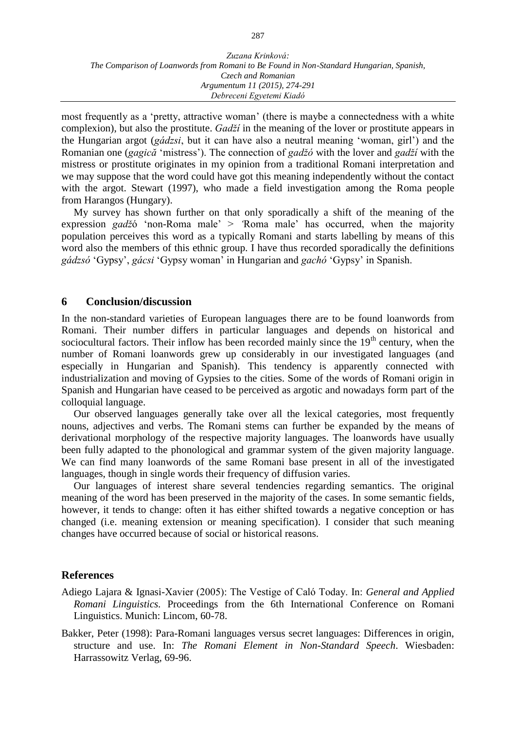most frequently as a 'pretty, attractive woman' (there is maybe a connectedness with a white complexion), but also the prostitute. *Gadží* in the meaning of the lover or prostitute appears in the Hungarian argot (*gádzsi*, but it can have also a neutral meaning 'woman, girl') and the Romanian one (*gagică* 'mistress'). The connection of *gadžó* with the lover and *gadží* with the mistress or prostitute originates in my opinion from a traditional Romani interpretation and we may suppose that the word could have got this meaning independently without the contact with the argot. Stewart (1997), who made a field investigation among the Roma people from Harangos (Hungary).

My survey has shown further on that only sporadically a shift of the meaning of the expression *gadž*ó 'non-Roma male' > 'Roma male' has occurred, when the majority population perceives this word as a typically Romani and starts labelling by means of this word also the members of this ethnic group. I have thus recorded sporadically the definitions *gádzsó* 'Gypsy', *gácsi* 'Gypsy woman' in Hungarian and *gachó* 'Gypsy' in Spanish.

## 6 Conclusion/discussion

In the non-standard varieties of European languages there are to be found loanwords from Romani. Their number differs in particular languages and depends on historical and sociocultural factors. Their inflow has been recorded mainly since the 19th century, when the number of Romani loanwords grew up considerably in our investigated languages (and especially in Hungarian and Spanish). This tendency is apparently connected with industrialization and moving of Gypsies to the cities. Some of the words of Romani origin in Spanish and Hungarian have ceased to be perceived as argotic and nowadays form part of the colloquial language.

Our observed languages generally take over all the lexical categories, most frequently nouns, adjectives and verbs. The Romani stems can further be expanded by the means of derivational morphology of the respective majority languages. The loanwords have usually been fully adapted to the phonological and grammar system of the given majority language. We can find many loanwords of the same Romani base present in all of the investigated languages, though in single words their frequency of diffusion varies.

Our languages of interest share several tendencies regarding semantics. The original meaning of the word has been preserved in the majority of the cases. In some semantic fields, however, it tends to change: often it has either shifted towards a negative conception or has changed (i.e. meaning extension or meaning specification). I consider that such meaning changes have occurred because of social or historical reasons.

## References

Adiego Lajara & Ignasi-Xavier (2005): The Vestige of Caló Today. In: *General and Applied Romani Linguistics.* Proceedings from the 6th International Conference on Romani Linguistics. Munich: Lincom, 60-78.

Bakker, Peter (1998): Para-Romani languages versus secret languages: Differences in origin, structure and use. In: *The Romani Element in Non-Standard Speech*. Wiesbaden: Harrassowitz Verlag, 69-96.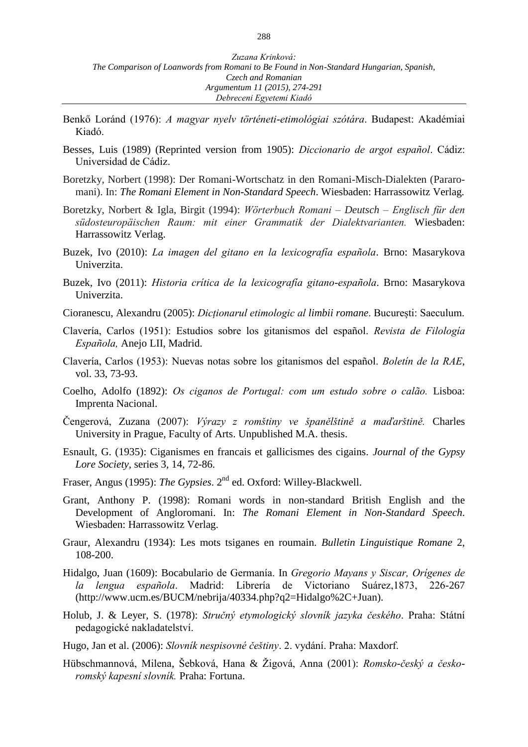Benkő Loránd (1976): *A magyar nyelv történeti-etimológiai szótára*. Budapest: Akadémiai Kiadó.

Besses, Luis (1989) (Reprinted version from 1905): *Diccionario de argot español*. Cádiz: Universidad de Cádiz.

Boretzky, Norbert (1998): Der Romani-Wortschatz in den Romani-Misch-Dialekten (Pararomani). In: *The Romani Element in Non-Standard Speech*. Wiesbaden: Harrassowitz Verlag.

Boretzky, Norbert & Igla, Birgit (1994): *Wörterbuch Romani – Deutsch – Englisch für den südosteuropäischen Raum: mit einer Grammatik der Dialektvarianten.* Wiesbaden: Harrassowitz Verlag.

Buzek, Ivo (2010): *La imagen del gitano en la lexicografía española*. Brno: Masarykova Univerzita.

Buzek, Ivo (2011): *Historia crítica de la lexicografía gitano-española*. Brno: Masarykova Univerzita.

Cioranescu, Alexandru (2005): *Dicționarul etimologic al limbii romane*. București: Saeculum.

Clavería, Carlos (1951): Estudios sobre los gitanismos del español. *Revista de Filología Española,* Anejo LII, Madrid.

Clavería, Carlos (1953): Nuevas notas sobre los gitanismos del español. *Boletín de la RAE*, vol. 33, 73-93.

Coelho, Adolfo (1892): *Os ciganos de Portugal: com um estudo sobre o calão.* Lisboa: Imprenta Nacional.

Čengerová, Zuzana (2007): *Výrazy z romštiny ve španělštině a maďarštině.* Charles University in Prague, Faculty of Arts. Unpublished M.A. thesis.

Esnault, G. (1935): Ciganismes en francais et gallicismes des cigains. *Journal of the Gypsy Lore Society*, series 3, 14, 72-86.

Fraser, Angus (1995): *The Gypsies*. 2nd ed. Oxford: Willey-Blackwell.

Grant, Anthony P. (1998): Romani words in non-standard British English and the Development of Angloromani. In: *The Romani Element in Non-Standard Speech*. Wiesbaden: Harrassowitz Verlag.

Graur, Alexandru (1934): Les mots tsiganes en roumain. *Bulletin Linguistique Romane* 2, 108-200.

Hidalgo, Juan (1609): Bocabulario de Germanía. In *Gregorio Mayans y Siscar, Orígenes de la lengua española*. Madrid: Librería de Victoriano Suárez,1873, 226-267 (http://www.ucm.es/BUCM/nebrija/40334.php?q2=Hidalgo%2C+Juan).

Holub, J. & Leyer, S. (1978): *Stručný etymologický slovník jazyka českého*. Praha: Státní pedagogické nakladatelství.

Hugo, Jan et al. (2006): *Slovník nespisovné češtiny*. 2. vydání. Praha: Maxdorf.

Hübschmannová, Milena, Šebková, Hana & Žigová, Anna (2001): *Romsko-český a česko-romský kapesní slovník.* Praha: Fortuna.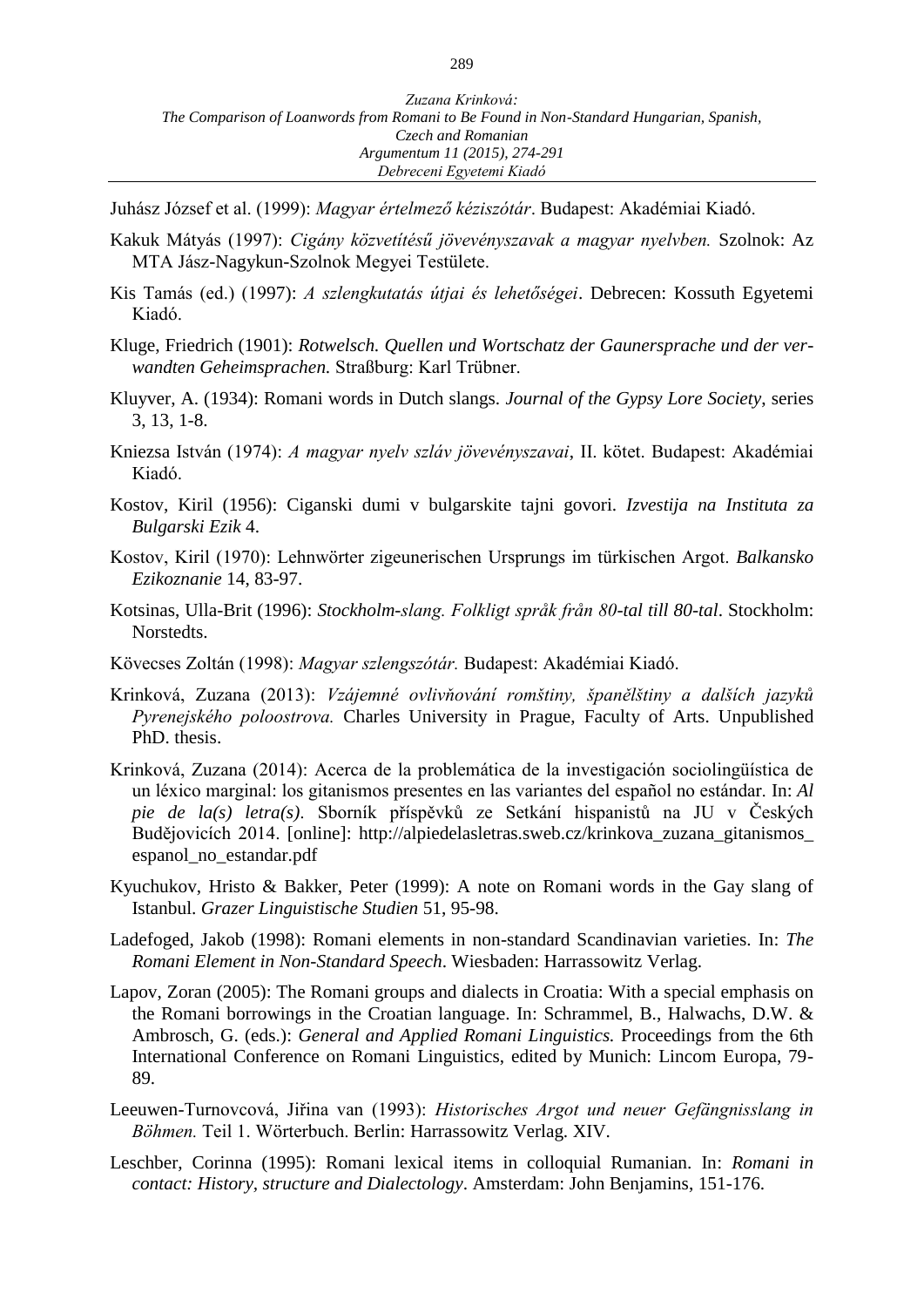Juhász József et al. (1999): *Magyar értelmező kéziszótár*. Budapest: Akadémiai Kiadó.

Kakuk Mátyás (1997): *Cigány közvetítésű jövevényszavak a magyar nyelvben.* Szolnok: Az MTA Jász-Nagykun-Szolnok Megyei Testülete.

Kis Tamás (ed.) (1997): *A szlengkutatás útjai és lehetőségei*. Debrecen: Kossuth Egyetemi Kiadó.

Kluge, Friedrich (1901): *Rotwelsch. Quellen und Wortschatz der Gaunersprache und der verwandten Geheimsprachen.* Straßburg: Karl Trübner.

Kluyver, A. (1934): Romani words in Dutch slangs. *Journal of the Gypsy Lore Society*, series 3, 13, 1-8.

Kniezsa István (1974): *A magyar nyelv szláv jövevényszavai*, II. kötet. Budapest: Akadémiai Kiadó.

Kostov, Kiril (1956): Ciganski dumi v bulgarskite tajni govori. *Izvestija na Instituta za Bulgarski Ezik* 4.

Kostov, Kiril (1970): Lehnwörter zigeunerischen Ursprungs im türkischen Argot. *Balkansko Ezikoznanie* 14, 83-97.

Kotsinas, Ulla-Brit (1996): *Stockholm-slang. Folkligt språk från 80-tal till 80-tal*. Stockholm: Norstedts.

Kövecses Zoltán (1998): *Magyar szlengszótár.* Budapest: Akadémiai Kiadó.

Krinková, Zuzana (2013): *Vzájemné ovlivňování romštiny, španělštiny a dalších jazyků Pyrenejského poloostrova.* Charles University in Prague, Faculty of Arts. Unpublished PhD. thesis.

Krinková, Zuzana (2014): Acerca de la problemática de la investigación sociolingüística de un léxico marginal: los gitanismos presentes en las variantes del español no estándar. In: *Al pie de la(s) letra(s)*. Sborník příspěvků ze Setkání hispanistů na JU v Českých Budějovicích 2014. [online]: http://alpiedelasletras.sweb.cz/krinkova_zuzana_gitanismos_espanol_no_estandar.pdf

Kyuchukov, Hristo & Bakker, Peter (1999): A note on Romani words in the Gay slang of Istanbul. *Grazer Linguistische Studien* 51, 95-98.

Ladefoged, Jakob (1998): Romani elements in non-standard Scandinavian varieties. In: *The Romani Element in Non-Standard Speech*. Wiesbaden: Harrassowitz Verlag.

Lapov, Zoran (2005): The Romani groups and dialects in Croatia: With a special emphasis on the Romani borrowings in the Croatian language. In: Schrammel, B., Halwachs, D.W. & Ambrosch, G. (eds.): *General and Applied Romani Linguistics.* Proceedings from the 6th International Conference on Romani Linguistics, edited by Munich: Lincom Europa, 79-89.

Leeuwen-Turnovcová, Jiřina van (1993): *Historisches Argot und neuer Gefängnisslang in Böhmen.* Teil 1. Wörterbuch. Berlin: Harrassowitz Verlag. XIV.

Leschber, Corinna (1995): Romani lexical items in colloquial Rumanian. In: *Romani in contact: History, structure and Dialectology*. Amsterdam: John Benjamins, 151-176.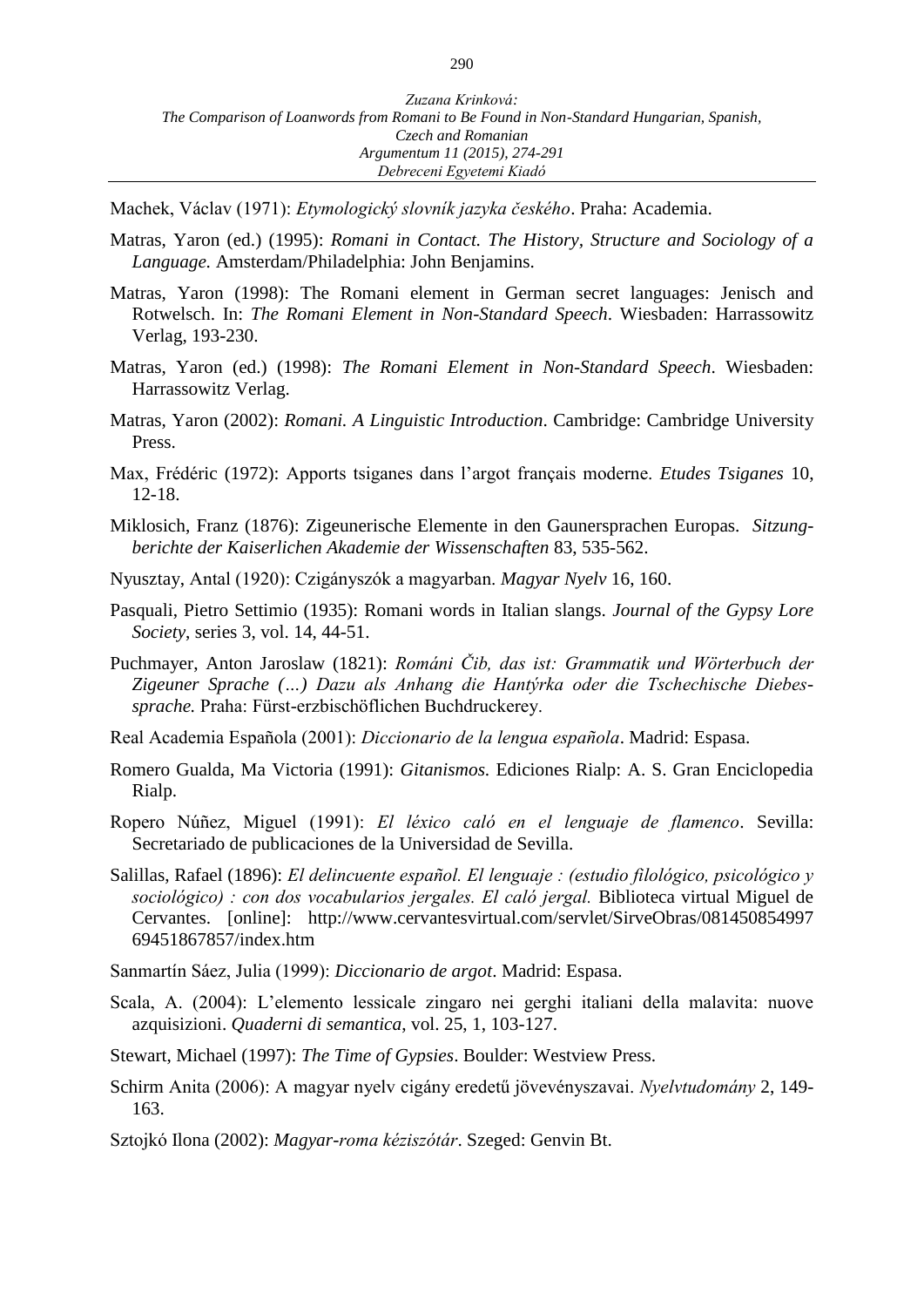Machek, Václav (1971): *Etymologický slovník jazyka českého*. Praha: Academia.

Matras, Yaron (ed.) (1995): *Romani in Contact. The History, Structure and Sociology of a Language.* Amsterdam/Philadelphia: John Benjamins.

Matras, Yaron (1998): The Romani element in German secret languages: Jenisch and Rotwelsch. In: *The Romani Element in Non-Standard Speech*. Wiesbaden: Harrassowitz Verlag, 193-230.

Matras, Yaron (ed.) (1998): *The Romani Element in Non-Standard Speech*. Wiesbaden: Harrassowitz Verlag.

Matras, Yaron (2002): *Romani. A Linguistic Introduction*. Cambridge: Cambridge University Press.

Max, Frédéric (1972): Apports tsiganes dans l'argot français moderne. *Etudes Tsiganes* 10, 12-18.

Miklosich, Franz (1876): Zigeunerische Elemente in den Gaunersprachen Europas. *Sitzungberichte der Kaiserlichen Akademie der Wissenschaften* 83, 535-562.

Nyusztay, Antal (1920): Cigányszók a magyarban. *Magyar Nyelv* 16, 160.

Pasquali, Pietro Settimio (1935): Romani words in Italian slangs. *Journal of the Gypsy Lore Society*, series 3, vol. 14, 44-51.

Puchmayer, Anton Jaroslaw (1821): *Románi Čib, das ist: Grammatik und Wörterbuch der Zigeuner Sprache (…) Dazu als Anhang die Hantýrka oder die Tschechische Diebessprache.* Praha: Fürst-erzbischöflichen Buchdruckerey.

Real Academia Española (2001): *Diccionario de la lengua española*. Madrid: Espasa.

Romero Gualda, Ma Victoria (1991): *Gitanismos.* Ediciones Rialp: A. S. Gran Enciclopedia Rialp.

Ropero Núñez, Miguel (1991): *El léxico caló en el lenguaje de flamenco*. Sevilla: Secretariado de publicaciones de la Universidad de Sevilla.

Salillas, Rafael (1896): *El delincuente español. El lenguaje : (estudio filológico, psicológico y sociológico) : con dos vocabularios jergales. El caló jergal.* Biblioteca virtual Miguel de Cervantes. [online]: http://www.cervantesvirtual.com/servlet/SirveObras/08145085499769451867857/index.htm

Sanmartín Sáez, Julia (1999): *Diccionario de argot*. Madrid: Espasa.

Scala, A. (2004): L'elemento lessicale zingaro nei gerghi italiani della malavita: nuove azquisizioni. *Quaderni di semantica,* vol. 25, 1, 103-127.

Stewart, Michael (1997): *The Time of Gypsies*. Boulder: Westview Press.

Schirm Anita (2006): A magyar nyelv cigány eredetű jövevényszavai. *Nyelvtudomány* 2, 149-163.

Sztojkó Ilona (2002): *Magyar-roma kéziszótár*. Szeged: Genvin Bt.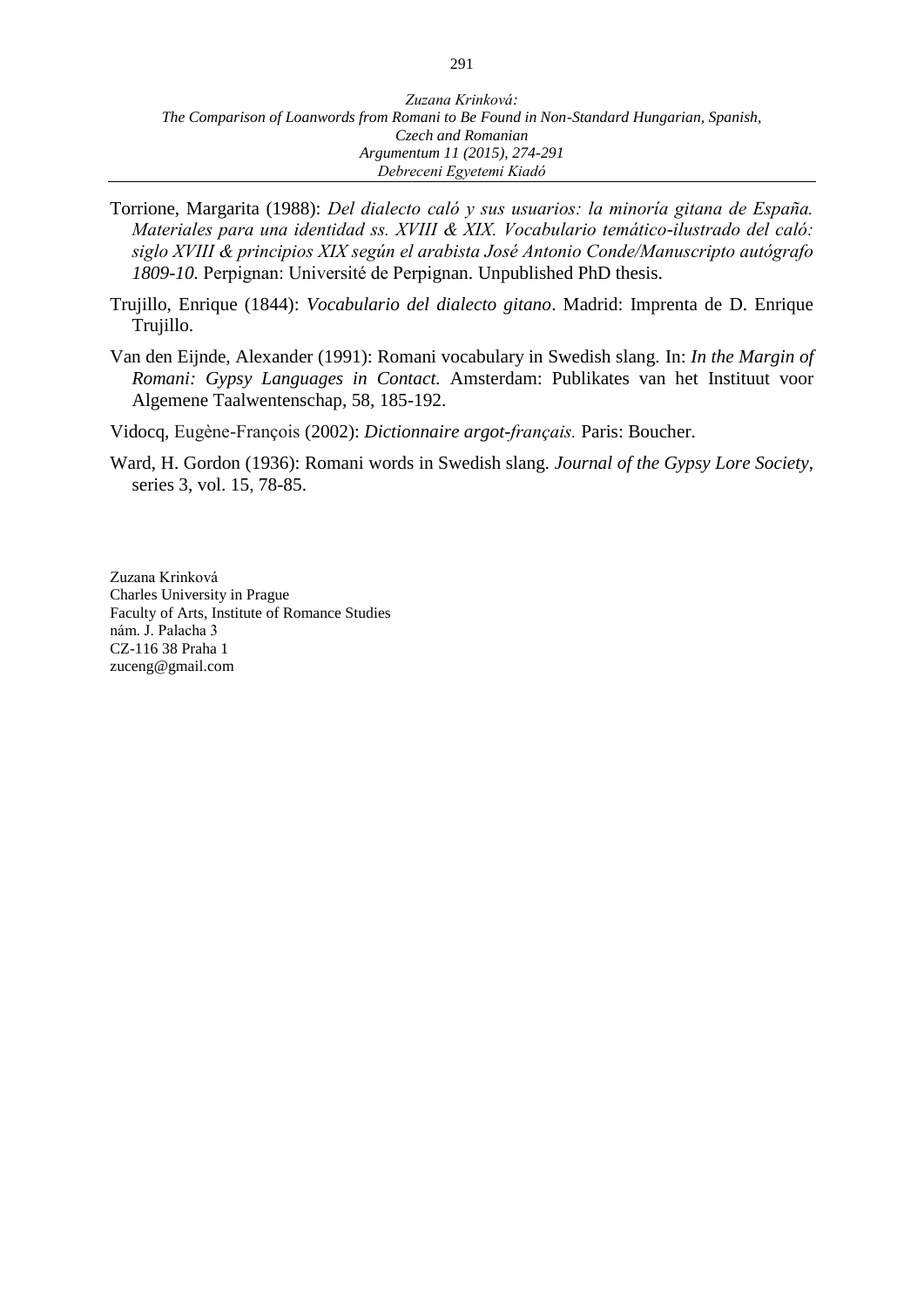Torrione, Margarita (1988): *Del dialecto caló y sus usuarios: la minoría gitana de España. Materiales para una identidad ss. XVIII & XIX. Vocabulario temático-ilustrado del caló: siglo XVIII & principios XIX según el arabista José Antonio Conde/Manuscripto autógrafo 1809-10.* Perpignan: Université de Perpignan. Unpublished PhD thesis.

Trujillo, Enrique (1844): *Vocabulario del dialecto gitano*. Madrid: Imprenta de D. Enrique Trujillo.

Van den Eijnde, Alexander (1991): Romani vocabulary in Swedish slang. In: *In the Margin of Romani: Gypsy Languages in Contact.* Amsterdam: Publikates van het Instituut voor Algemene Taalwentenschap, 58, 185-192.

Vidocq, Eugène-François (2002): *Dictionnaire argot-français.* Paris: Boucher.

Ward, H. Gordon (1936): Romani words in Swedish slang. *Journal of the Gypsy Lore Society*, series 3, vol. 15, 78-85.

Zuzana Krinková
Charles University in Prague
Faculty of Arts, Institute of Romance Studies
nám. J. Palacha 3
CZ-116 38 Praha 1
zuceng@gmail.com